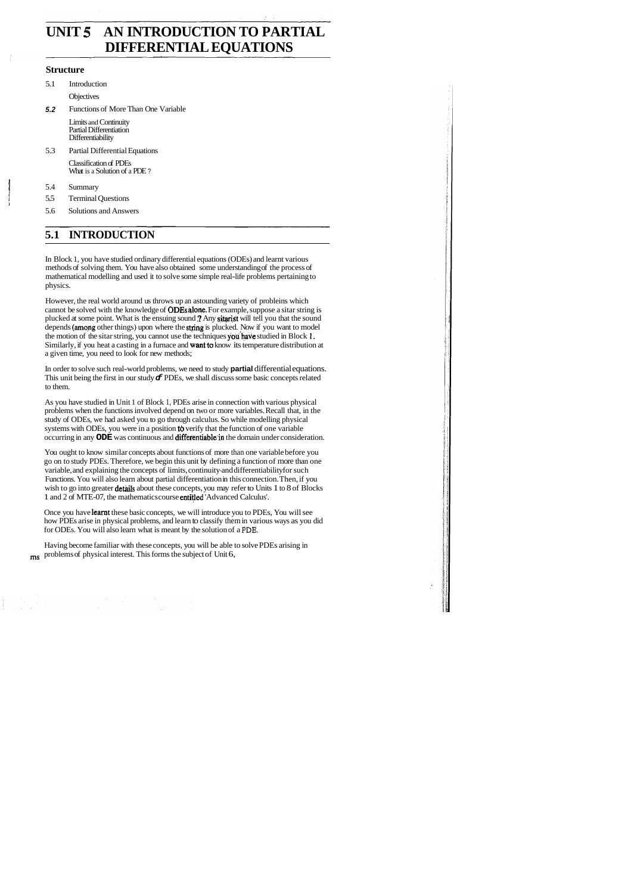# UNIT 5 AN INTRODUCTION TO PARTIAL DIFFERENTIAL EQUATIONS

## Structure

5.1 Introduction

Objectives

5.2 Functions of More Than One Variable

Limits and Continuity
Partial Differentiation
Differentiability

5.3 Partial Differential Equations

Classification of PDEs
What is a Solution of a PDE ?

5.4 Summary

5.5 Terminal Questions

5.6 Solutions and Answers

## 5.1 INTRODUCTION

In Block 1, you have studied ordinary differential equations (ODEs) and learnt various methods of solving them. You have also obtained some understanding of the process of mathematical modelling and used it to solve some simple real-life problems pertaining to physics.

However, the real world around us throws up an astounding variety of probleins which cannot be solved with the knowledge of ODEs alone. For example, suppose a sitar string is plucked at some point. What is the ensuing sound ? Any sitarist will tell you that the sound depends (among other things) upon where the string is plucked. Now if you want to model the motion of the sitar string, you cannot use the techniques you have studied in Block 1. Similarly, if you heat a casting in a furnace and want to know its temperature distribution at a given time, you need to look for new methods;

In order to solve such real-world problems, we need to study **partial** differential equations. This unit being the first in our study of PDEs, we shall discuss some basic concepts related to them.

As you have studied in Unit 1 of Block 1, PDEs arise in connection with various physical problems when the functions involved depend on two or more variables. Recall that, in the study of ODEs, we had asked you to go through calculus. So while modelling physical systems with ODEs, you were in a position to verify that the function of one variable occurring in any **ODE** was continuous and differentiable in the domain under consideration.

You ought to know similar concepts about functions of more than one variable before you go on to study PDEs. Therefore, we begin this unit by defining a function of more than one variable, and explaining the concepts of limits, continuity and differentiability for such Functions. You will also learn about partial differentiation in this connection. Then, if you wish to go into greater details about these concepts, you may refer to Units 1 to 8 of Blocks 1 and 2 of MTE-07, the mathematics course entitled 'Advanced Calculus'.

Once you have learnt these basic concepts, we will introduce you to PDEs, You will see how PDEs arise in physical problems, and learn to classify them in various ways as you did for ODEs. You will also learn what is meant by the solution of a PDE.

Having become familiar with these concepts, you will be able to solve PDEs arising in problems of physical interest. This forms the subject of Unit 6,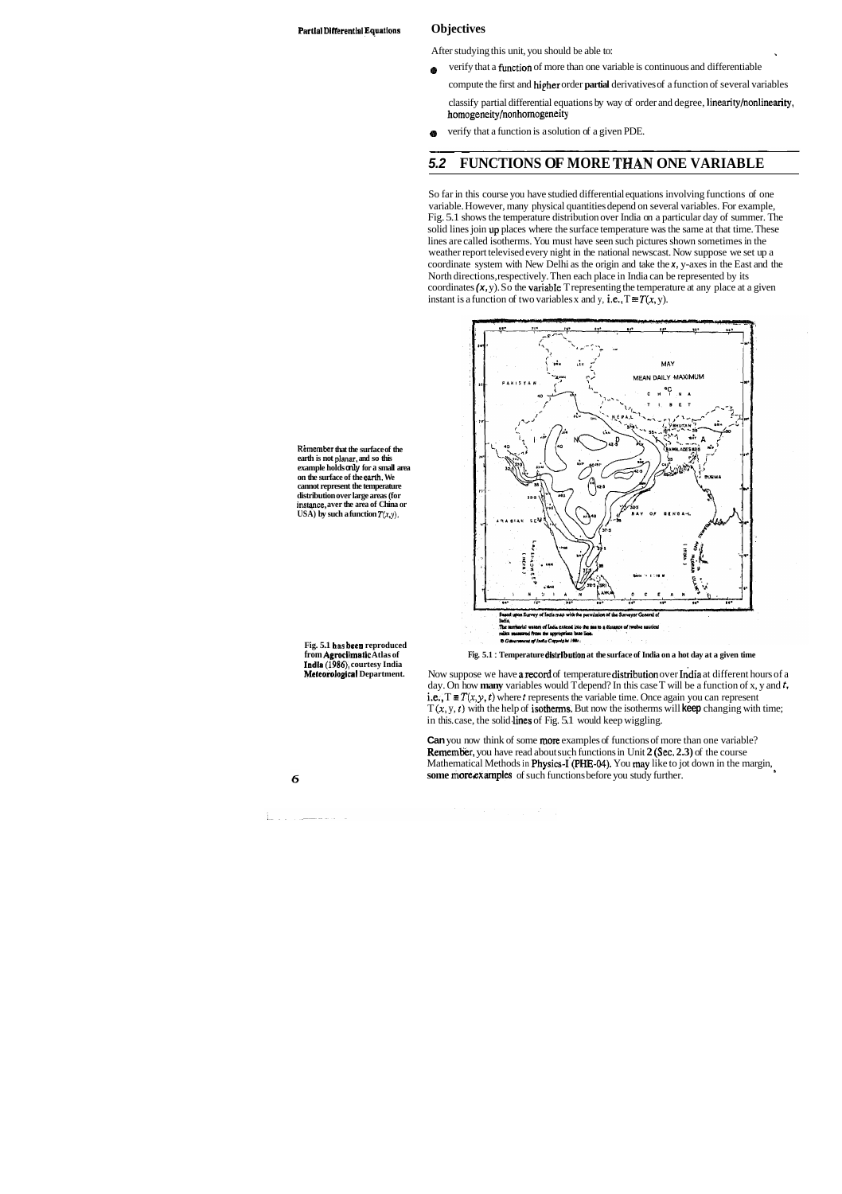## Objectives

After studying this unit, you should be able to:

- verify that a function of more than one variable is continuous and differentiable
- compute the first and higher order **partial** derivatives of a function of several variables
- classify partial differential equations by way of order and degree, linearity/nonlinearity, homogeneity/nonhomogeneity
- verify that a function is a solution of a given PDE.

## 5.2 FUNCTIONS OF MORE THAN ONE VARIABLE

So far in this course you have studied differential equations involving functions of one variable. However, many physical quantities depend on several variables. For example, Fig. 5.1 shows the temperature distribution over India on a particular day of summer. The solid lines join up places where the surface temperature was the same at that time. These lines are called isotherms. You must have seen such pictures shown sometimes in the weather report televised every night in the national newscast. Now suppose we set up a coordinate system with New Delhi as the origin and take the $x$, $y$-axes in the East and the North directions, respectively. Then each place in India can be represented by its coordinates $(x, y)$. So the variable T representing the temperature at any place at a given instant is a function of two variables $x$ and $y$, i.e., $T \equiv T(x, y)$.

**Remember that the surface of the earth is not planar, and so this example holds only for a small area on the surface of the earth. We cannot represent the temperature distribution over large areas (for instance, over the area of China or USA) by such a function $T(x,y)$.**

**Fig. 5.1 has been reproduced from Agroclimatic Atlas of India (1986), courtesy India Meteorological Department.**

**Fig. 5.1 : Temperature distribution at the surface of India on a hot day at a given time**

Now suppose we have a record of temperature distribution over India at different hours of a day. On how **many** variables would T depend? In this case T will be a function of x, y and $t$, i.e., $T \equiv T(x, y, t)$ where $t$ represents the variable time. Once again you can represent $T(x, y, t)$ with the help of isotherms. But now the isotherms will keep changing with time; in this case, the solid lines of Fig. 5.1 would keep wiggling.

**Can** you now think of some more examples of functions of more than one variable? **Remember**, you have read about such functions in Unit **2 (Sec. 2.3)** of the course Mathematical Methods in **Physics-I (PHE-04)**. You may like to jot down in the margin, **some more examples** of such functions before you study further.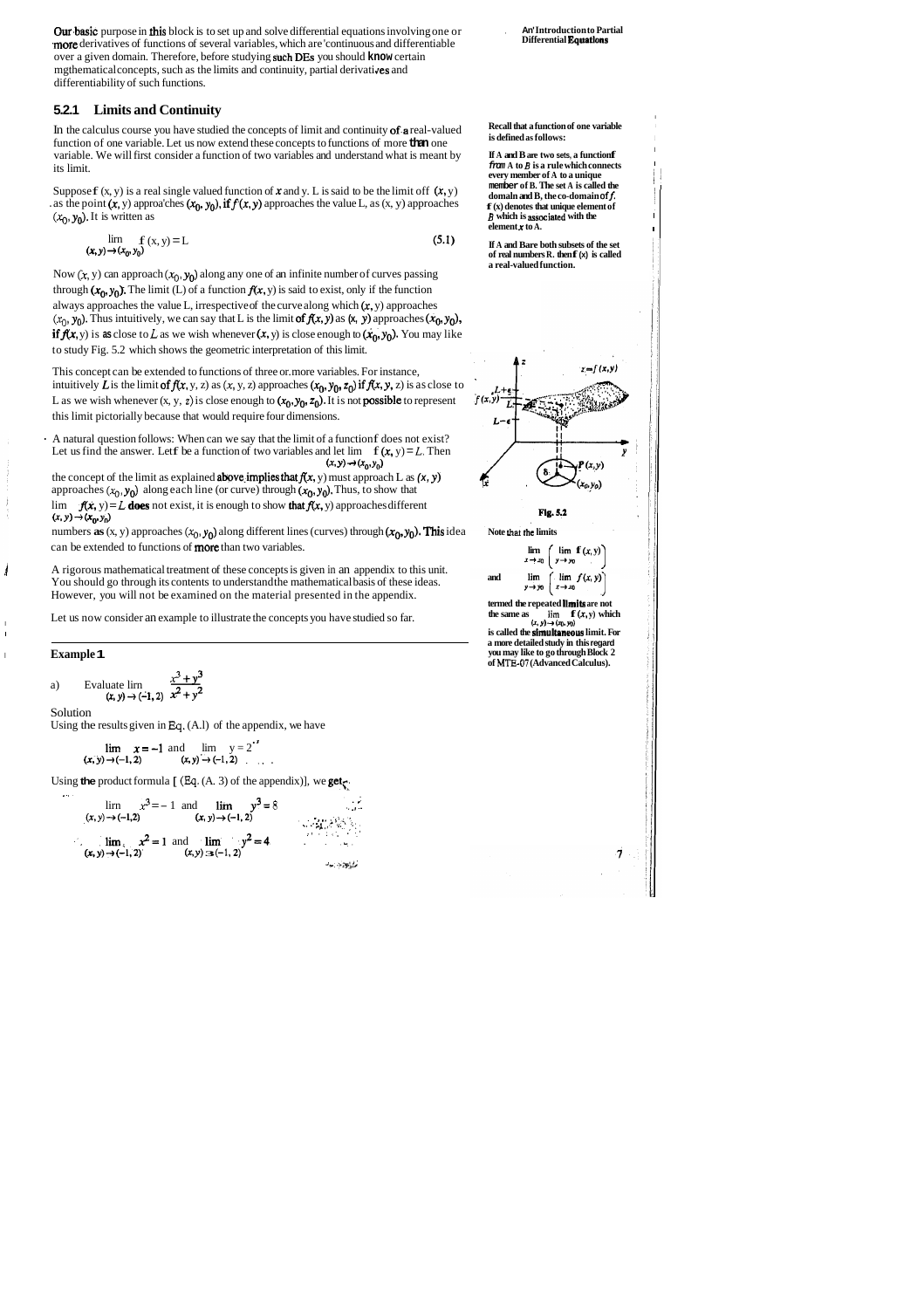Our basic purpose in this block is to set up and solve differential equations involving one or more derivatives of functions of several variables, which are continuous and differentiable over a given domain. Therefore, before studying such DEs you should know certain mathematical concepts, such as the limits and continuity, partial derivatives and differentiability of such functions.

### 5.2.1 Limits and Continuity

In the calculus course you have studied the concepts of limit and continuity of a real-valued function of one variable. Let us now extend these concepts to functions of more than one variable. We will first consider a function of two variables and understand what is meant by its limit.

Suppose f (x, y) is a real single valued function of $x$ and y. L is said to be the limit of f $(x, y)$ as the point $(x, y)$ approaches $(x_0, y_0)$, if $f(x, y)$ approaches the value L, as (x, y) approaches $(x_0, y_0)$. It is written as

$$\lim_{(x, y) \to (x_0, y_0)} f(x, y) = L \qquad (5.1)$$

Now $(x, y)$ can approach $(x_0, y_0)$ along any one of an infinite number of curves passing through $(x_0, y_0)$. The limit (L) of a function $f(x, y)$ is said to exist, only if the function always approaches the value L, irrespective of the curve along which $(x, y)$ approaches $(x_0, y_0)$. Thus intuitively, we can say that L is the limit of $f(x, y)$ as $(x, y)$ approaches $(x_0, y_0)$, if $f(x, y)$ is as close to $L$ as we wish whenever $(x, y)$ is close enough to $(x_0, y_0)$. You may like to study Fig. 5.2 which shows the geometric interpretation of this limit.

This concept can be extended to functions of three or more variables. For instance, intuitively $L$ is the limit of $f(x, y, z)$ as (x, y, z) approaches $(x_0, y_0, z_0)$ if $f(x, y, z)$ is as close to L as we wish whenever (x, y, z) is close enough to $(x_0, y_0, z_0)$. It is not possible to represent this limit pictorially because that would require four dimensions.

A natural question follows: When can we say that the limit of a function f does not exist? Let us find the answer. Let f be a function of two variables and let $\lim\limits_{(x, y) \to (x_0, y_0)} f(x, y) = L$. Then the concept of the limit as explained above implies that $f(x, y)$ must approach L as $(x, y)$ approaches $(x_0, y_0)$ along each line (or curve) through $(x_0, y_0)$. Thus, to show that $\lim\limits_{(x, y) \to (x_0, y_0)} f(x, y) = L$ does not exist, it is enough to show that $f(x, y)$ approaches different numbers as (x, y) approaches $(x_0, y_0)$ along different lines (curves) through $(x_0, y_0)$. This idea can be extended to functions of more than two variables.

A rigorous mathematical treatment of these concepts is given in an appendix to this unit. You should go through its contents to understand the mathematical basis of these ideas. However, you will not be examined on the material presented in the appendix.

Let us now consider an example to illustrate the concepts you have studied so far.

**Recall that a function of one variable is defined as follows:**

**If A and B are two sets, a function f from A to B is a rule which connects every member of A to a unique member of B. The set A is called the domain and B, the co-domain of f. f (x) denotes that unique element of B which is associated with the element x to A.**

**If A and B are both subsets of the set of real numbers R. then f (x) is called a real-valued function.**

Fig. 5.2

**Note that the limits**

$$\lim_{x \to x_0} \left( \lim_{y \to y_0} f(x, y) \right)$$

**and**

$$\lim_{y \to y_0} \left( \lim_{x \to x_0} f(x, y) \right)$$

**termed the repeated limits are not the same as $\lim\limits_{(x, y) \to (x_0, y_0)} f(x, y)$ which is called the simultaneous limit. For a more detailed study in this regard you may like to go through Block 2 of MTE-07 (Advanced Calculus).**

**Example 1**

a) Evaluate $\lim\limits_{(x, y) \to (-1, 2)} \dfrac{x^3 + y^3}{x^2 + y^2}$

Solution

Using the results given in Eq. (A.1) of the appendix, we have

$$\lim_{(x, y) \to (-1, 2)} x = -1 \text{ and } \lim_{(x, y) \to (-1, 2)} y = 2$$

Using the product formula [ (Eq. (A. 3) of the appendix)], we get

$$\lim_{(x, y) \to (-1,2)} x^3 = -1 \text{ and } \lim_{(x, y) \to (-1, 2)} y^3 = 8$$

$$\lim_{(x, y) \to (-1, 2)} x^2 = 1 \text{ and } \lim_{(x, y) \to (-1, 2)} y^2 = 4$$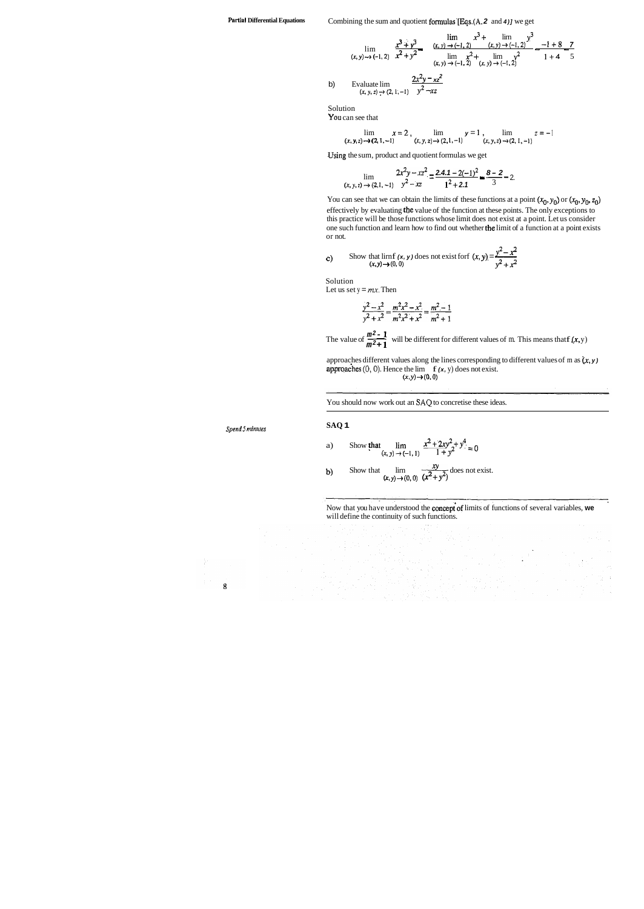Combining the sum and quotient formulas [Eqs.(A.2 and 4)] we get

$$\lim_{(x,y)\to(-1,2)} \frac{x^3+y^3}{x^2+y^2} = \frac{\lim\limits_{(x,y)\to(-1,2)} x^3 + \lim\limits_{(x,y)\to(-1,2)} y^3}{\lim\limits_{(x,y)\to(-1,2)} x^2 + \lim\limits_{(x,y)\to(-1,2)} y^2} = \frac{-1+8}{1+4} = \frac{7}{5}$$

b) Evaluate $\lim\limits_{(x,y,z)\to(2,1,-1)} \dfrac{2x^2y - xz^2}{y^2 - xz}$

Solution

You can see that

$$\lim_{(x,y,z)\to(2,1,-1)} x = 2, \quad \lim_{(x,y,z)\to(2,1,-1)} y = 1, \quad \lim_{(x,y,z)\to(2,1,-1)} z = -1$$

Using the sum, product and quotient formulas we get

$$\lim_{(x,y,z)\to(2,1,-1)} \frac{2x^2y - xz^2}{y^2 - xz} = \frac{2.4.1 - 2(-1)^2}{1^2 + 2.1} = \frac{8-2}{3} = 2.$$

You can see that we can obtain the limits of these functions at a point $(x_0, y_0)$ or $(x_0, y_0, z_0)$ effectively by evaluating the value of the function at these points. The only exceptions to this practice will be those functions whose limit does not exist at a point. Let us consider one such function and learn how to find out whether the limit of a function at a point exists or not.

c) Show that $\lim\limits_{(x,y)\to(0,0)} f(x,y)$ does not exist for $f(x,y) = \dfrac{y^2 - x^2}{y^2 + x^2}$

Solution

Let us set $y = mx$. Then

$$\frac{y^2 - x^2}{y^2 + x^2} = \frac{m^2x^2 - x^2}{m^2x^2 + x^2} = \frac{m^2 - 1}{m^2 + 1}$$

The value of $\dfrac{m^2-1}{m^2+1}$ will be different for different values of m. This means that $f(x, y)$ approaches different values along the lines corresponding to different values of m as $(x, y)$ approaches $(0, 0)$. Hence the $\lim\limits_{(x,y)\to(0,0)} f(x, y)$ does not exist.

---

You should now work out an SAQ to concretise these ideas.

---

*Spend 5 minutes*

**SAQ 1**

a) Show that $\lim\limits_{(x,y)\to(-1,1)} \dfrac{x^2 + 2xy^2 + y^4}{1 + y^2} = 0$

b) Show that $\lim\limits_{(x,y)\to(0,0)} \dfrac{xy}{(x^2 + y^2)}$ does not exist.

---

Now that you have understood the concept of limits of functions of several variables, we will define the continuity of such functions.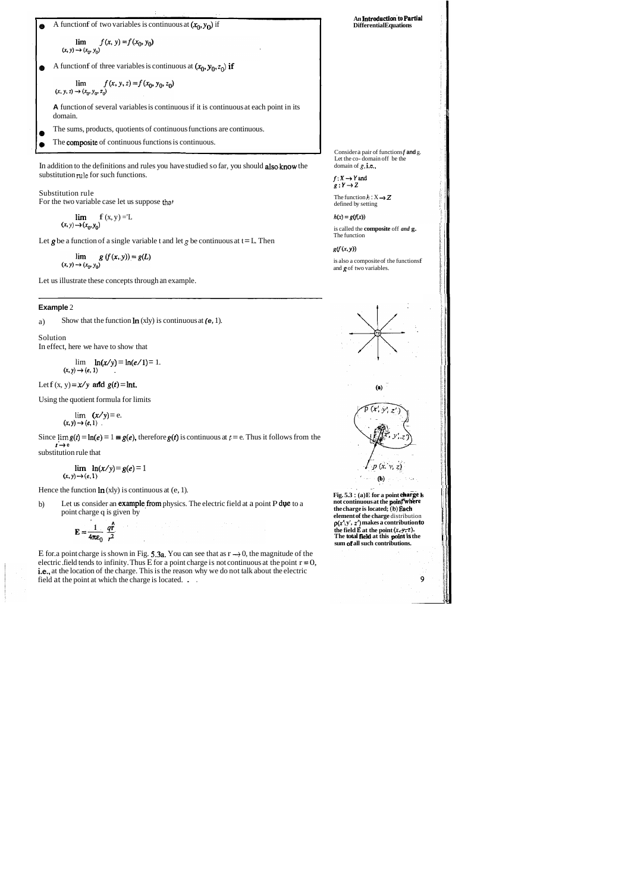- A function $f$ of two variables is continuous at $(x_0, y_0)$ if

$$\lim_{(x, y) \to (x_0, y_0)} f(x, y) = f(x_0, y_0)$$

- A function $f$ of three variables is continuous at $(x_0, y_0, z_0)$ if

$$\lim_{(x, y, z) \to (x_0, y_0, z_0)} f(x, y, z) = f(x_0, y_0, z_0)$$

**A** function of several variables is continuous if it is continuous at each point in its domain.

- The sums, products, quotients of continuous functions are continuous.
- The composite of continuous functions is continuous.

In addition to the definitions and rules you have studied so far, you should also know the substitution rule for such functions.

Substitution rule

For the two variable case let us suppose that

$$\lim_{(x, y) \to (x_0, y_0)} f(x, y) = L$$

Let $g$ be a function of a single variable t and let $g$ be continuous at $t = L$. Then

$$\lim_{(x, y) \to (x_0, y_0)} g(f(x, y)) = g(L)$$

Let us illustrate these concepts through an example.

Consider a pair of functions $f$ and g. Let the co-domain of $f$ be the domain of $g$, i.e.,

$f: X \to Y$ and
$g: Y \to Z$

The function $h: X \to Z$ defined by setting

$h(x) = g(f(x))$

is called the **composite** of $f$ and $g$. The function

$g(f(x, y))$

is also a composite of the functions $f$ and $g$ of two variables.

---

**Example** 2

a) Show that the function $\ln(x/y)$ is continuous at $(e, 1)$.

Solution

In effect, here we have to show that

$$\lim_{(x, y) \to (e, 1)} \ln(x/y) = \ln(e/1) = 1.$$

Let $f(x, y) = x/y$ and $g(t) = \ln t$.

Using the quotient formula for limits

$$\lim_{(x, y) \to (e, 1)} (x/y) = e.$$

Since $\lim_{t \to e} g(t) = \ln(e) = 1 \equiv g(e)$, therefore $g(t)$ is continuous at $t = e$. Thus it follows from the substitution rule that

$$\lim_{(x, y) \to (e, 1)} \ln(x/y) = g(e) = 1$$

Hence the function $\ln(xly)$ is continuous at $(e, 1)$.

b) Let us consider an example from physics. The electric field at a point P due to a point charge q is given by

$$\mathbf{E} = \frac{1}{4\pi\varepsilon_0} \frac{q\hat{\mathbf{r}}}{r^2}$$

E for a point charge is shown in Fig. 5.3a. You can see that as $r \to 0$, the magnitude of the electric field tends to infinity. Thus E for a point charge is not continuous at the point $r = 0$, i.e., at the location of the charge. This is the reason why we do not talk about the electric field at the point at which the charge is located.

**Fig. 5.3 : (a) E for a point charge is not continuous at the point where the charge is located; (b) Each element of the charge distribution $\rho(x', y', z')$ makes a contribution to the field E at the point $(x, y, z)$. The total field at this point is the sum of all such contributions.**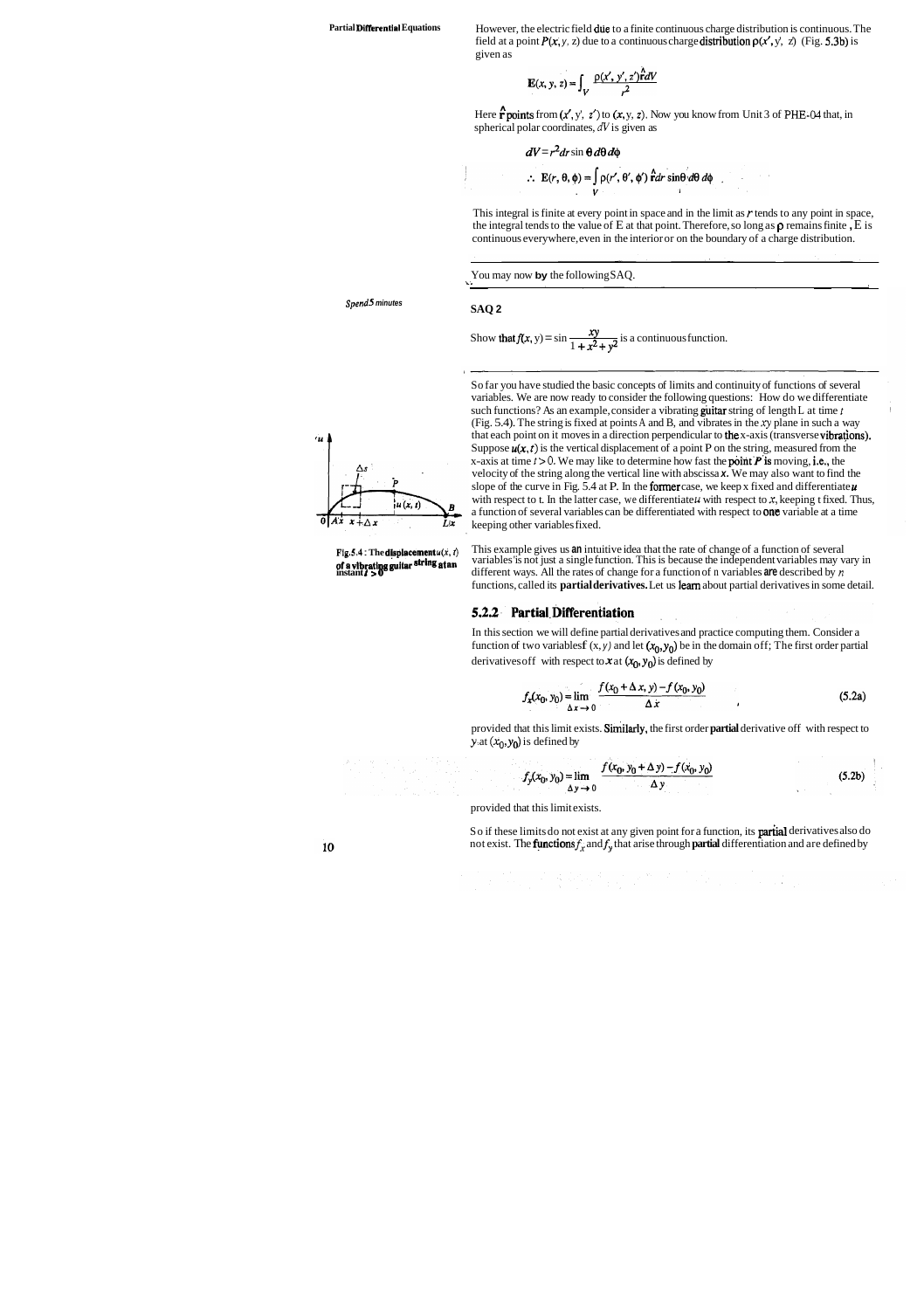However, the electric field due to a finite continuous charge distribution is continuous. The field at a point $P(x, y, z)$ due to a continuous charge distribution $\rho(x', y', z)$ (Fig. 5.3b) is given as

$$\mathbf{E}(x, y, z) = \int_V \frac{\rho(x', y', z')\hat{\mathbf{r}}\, dV}{r^2}$$

Here $\hat{\mathbf{r}}$ points from $(x', y', z')$ to $(x, y, z)$. Now you know from Unit 3 of PHE-04 that, in spherical polar coordinates, $dV$ is given as

$$dV = r^2 dr \sin\theta\, d\theta\, d\phi$$

$$\therefore\ \mathbf{E}(r, \theta, \phi) = \int_V \rho(r', \theta', \phi')\, \hat{\mathbf{r}}\, dr \sin\theta\, d\theta\, d\phi$$

This integral is finite at every point in space and in the limit as $r$ tends to any point in space, the integral tends to the value of E at that point. Therefore, so long as $\rho$ remains finite, E is continuous everywhere, even in the interior or on the boundary of a charge distribution.

You may now by the following SAQ.

*Spend 5 minutes*

**SAQ 2**

Show that $f(x, y) = \sin \dfrac{xy}{1 + x^2 + y^2}$ is a continuous function.

So far you have studied the basic concepts of limits and continuity of functions of several variables. We are now ready to consider the following questions: How do we differentiate such functions? As an example, consider a vibrating guitar string of length L at time $t$ (Fig. 5.4). The string is fixed at points A and B, and vibrates in the $xy$ plane in such a way that each point on it moves in a direction perpendicular to the x-axis (transverse vibrations). Suppose $u(x, t)$ is the vertical displacement of a point P on the string, measured from the x-axis at time $t > 0$. We may like to determine how fast the point $P$ is moving, i.e., the velocity of the string along the vertical line with abscissa $x$. We may also want to find the slope of the curve in Fig. 5.4 at P. In the former case, we keep x fixed and differentiate $u$ with respect to t. In the latter case, we differentiate $u$ with respect to $x$, keeping t fixed. Thus, a function of several variables can be differentiated with respect to one variable at a time keeping other variables fixed.

Fig. 5.4 : The displacement $u(x, t)$ of a vibrating guitar string at an instant $t > 0$

This example gives us an intuitive idea that the rate of change of a function of several variables is not just a single function. This is because the independent variables may vary in different ways. All the rates of change for a function of n variables are described by $n$ functions, called its **partial derivatives.** Let us learn about partial derivatives in some detail.

## 5.2.2 Partial Differentiation

In this section we will define partial derivatives and practice computing them. Consider a function of two variables $f(x, y)$ and let $(x_0, y_0)$ be in the domain of $f$; The first order partial derivatives of $f$ with respect to $x$ at $(x_0, y_0)$ is defined by

$$f_x(x_0, y_0) = \lim_{\Delta x \to 0} \frac{f(x_0 + \Delta x, y) - f(x_0, y_0)}{\Delta x} \tag{5.2a}$$

provided that this limit exists. Similarly, the first order **partial** derivative of $f$ with respect to $y$ at $(x_0, y_0)$ is defined by

$$f_y(x_0, y_0) = \lim_{\Delta y \to 0} \frac{f(x_0, y_0 + \Delta y) - f(x_0, y_0)}{\Delta y} \tag{5.2b}$$

provided that this limit exists.

So if these limits do not exist at any given point for a function, its partial derivatives also do not exist. The functions $f_x$ and $f_y$ that arise through **partial** differentiation and are defined by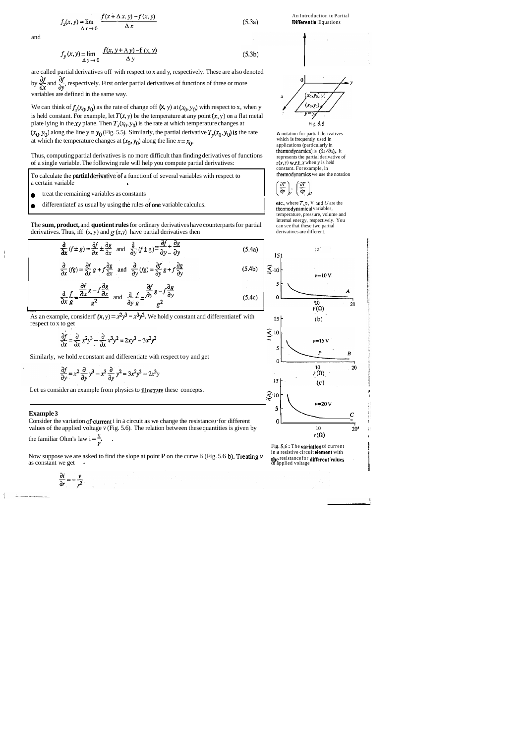$$f_x(x, y) = \lim_{\Delta x \to 0} \frac{f(x + \Delta x, y) - f(x, y)}{\Delta x} \qquad (5.3a)$$

and

$$f_y(x, y) = \lim_{\Delta y \to 0} \frac{f(x, y + \Delta y) - f(x, y)}{\Delta y} \qquad (5.3b)$$

are called partial derivatives of $f$ with respect to x and y, respectively. These are also denoted by $\frac{\partial f}{\partial x}$ and $\frac{\partial f}{\partial y}$, respectively. First order partial derivatives of functions of three or more variables are defined in the same way.

We can think of $f_x(x_0, y_0)$ as the rate of change of $f(x, y)$ at $(x_0, y_0)$ with respect to x, when y is held constant. For example, let $T(x, y)$ be the temperature at any point $(x, y)$ on a flat metal plate lying in the $xy$ plane. Then $T_x(x_0, y_0)$ is the rate at which temperature changes at $(x_0, y_0)$ along the line $y = y_0$ (Fig. 5.5). Similarly, the partial derivative $T_y(x_0, y_0)$ is the rate at which the temperature changes at $(x_0, y_0)$ along the line $x = x_0$.

Fig. 5.5

A notation for partial derivatives which is frequently used in applications (particularly in thermodynamics) is $(\partial z/\partial x)_y$. It represents the partial derivative of $z(x, y)$ w.r.t. $x$ when y is held constant. For example, in thermodynamics we use the notation

$$\left(\frac{\partial T}{\partial p}\right)_V, \left(\frac{\partial T}{\partial p}\right)_U$$

etc., where $T, p$, V and $U$ are the thermodynamical variables, temperature, pressure, volume and internal energy, respectively. You can see that these two partial derivatives are different.

Thus, computing partial derivatives is no more difficult than finding derivatives of functions of a single variable. The following rule will help you compute partial derivatives:

> To calculate the partial derivative of a function $f$ of several variables with respect to a certain variable
>
> - treat the remaining variables as constants
> - differentiate $f$ as usual by using the rules of one variable calculus.

The **sum, product,** and **quotient rules** for ordinary derivatives have counterparts for partial derivatives. Thus, if $f(x, y)$ and $g(x, y)$ have partial derivatives then

$$\frac{\partial}{\partial x}(f \pm g) = \frac{\partial f}{\partial x} \pm \frac{\partial g}{\partial x} \quad \text{and} \quad \frac{\partial}{\partial y}(f \pm g) = \frac{\partial f}{\partial y} \pm \frac{\partial g}{\partial y} \qquad (5.4a)$$

$$\frac{\partial}{\partial x}(fg) = \frac{\partial f}{\partial x} g + f\frac{\partial g}{\partial x} \quad \text{and} \quad \frac{\partial}{\partial y}(fg) = \frac{\partial f}{\partial y} g + f\frac{\partial g}{\partial y} \qquad (5.4b)$$

$$\frac{\partial}{\partial x}\frac{f}{g} = \frac{\frac{\partial f}{\partial x} g - f\frac{\partial g}{\partial x}}{g^2} \quad \text{and} \quad \frac{\partial}{\partial y}\frac{f}{g} = \frac{\frac{\partial f}{\partial y} g - f\frac{\partial g}{\partial y}}{g^2} \qquad (5.4c)$$

As an example, consider $f(x, y) = x^2y^3 - x^3y^2$. We hold y constant and differentiate $f$ with respect to x to get

$$\frac{\partial f}{\partial x} = \frac{\partial}{\partial x} x^2y^3 - \frac{\partial}{\partial x} x^3y^2 = 2xy^3 - 3x^2y^2$$

Similarly, we hold $x$ constant and differentiate with respect to $y$ and get

$$\frac{\partial f}{\partial y} = x^2\frac{\partial}{\partial y} y^3 - x^3\frac{\partial}{\partial y} y^2 = 3x^2y^2 - 2x^3y$$

Let us consider an example from physics to illustrate these concepts.

### Example 3

Consider the variation of current i in a circuit as we change the resistance $r$ for different values of the applied voltage v (Fig. 5.6). The relation between these quantities is given by the familiar Ohm's law $i = \frac{v}{r}$.

Fig. 5.6 : The variation of current in a resistive circuit element with the resistance for different values of applied voltage

Now suppose we are asked to find the slope at point P on the curve B (Fig. 5.6 b). Treating $v$ as constant we get

$$\frac{\partial i}{\partial r} = -\frac{v}{r^2}$$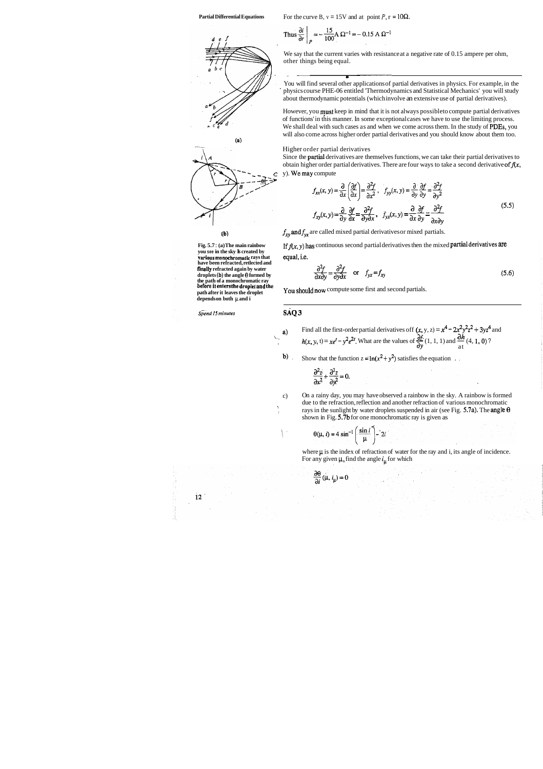For the curve B, v = 15V and at point $P$, r = 10Ω.

$$\text{Thus } \left.\frac{\partial i}{\partial r}\right|_P = -\frac{15}{100} \text{A } \Omega^{-1} = -0.15 \text{ A } \Omega^{-1}$$

We say that the current varies with resistance at a negative rate of 0.15 ampere per ohm, other things being equal.

You will find several other applications of partial derivatives in physics. For example, in the physics course PHE-06 entitled 'Thermodynamics and Statistical Mechanics' you will study about thermodynamic potentials (which involve an extensive use of partial derivatives).

However, you **must** keep in mind that it is not always possible to compute partial derivatives of functions in this manner. In some exceptional cases we have to use the limiting process. We shall deal with such cases as and when we come across them. In the study of PDEs, you will also come across higher order partial derivatives and you should know about them too.

Fig. 5.7 : (a) The main rainbow you see in the sky is created by various monochromatic rays that have been refracted, reflected and finally refracted again by water droplets (b) the angle θ formed by the path of a monochromatic ray before it enters the droplet and the path after it leaves the droplet depends on both μ and i

### Higher order partial derivatives

Since the partial derivatives are themselves functions, we can take their partial derivatives to obtain higher order partial derivatives. There are four ways to take a second derivative of $f(x, y)$. We may compute

$$f_{xx}(x, y) = \frac{\partial}{\partial x}\left(\frac{\partial f}{\partial x}\right) = \frac{\partial^2 f}{\partial x^2}, \quad f_{yy}(x, y) = \frac{\partial}{\partial y}\frac{\partial f}{\partial y} = \frac{\partial^2 f}{\partial y^2}$$

$$f_{xy}(x, y) = \frac{\partial}{\partial y}\frac{\partial f}{\partial x} = \frac{\partial^2 f}{\partial y \partial x}, \quad f_{yx}(x, y) = \frac{\partial}{\partial x}\frac{\partial f}{\partial y} = \frac{\partial^2 f}{\partial x \partial y} \tag{5.5}$$

$f_{xy}$ and $f_{yx}$ are called mixed partial derivatives or mixed partials.

If $f(x, y)$ has continuous second partial derivatives then the mixed partial derivatives are equal, i.e.

$$\frac{\partial^2 f}{\partial x \partial y} = \frac{\partial^2 f}{\partial y \partial x} \quad \text{or} \quad f_{yx} = f_{xy} \tag{5.6}$$

You should now compute some first and second partials.

*Spend 15 minutes*

### SAQ 3

a) Find all the first-order partial derivatives of $f(x, y, z) = x^4 - 2x^2y^2z^2 + 3yz^4$ and $h(x, y, t) = xe^t - y^2e^{2t}$. What are the values of $\frac{\partial f}{\partial y}(1, 1, 1)$ and $\frac{\partial h}{\partial t}$ at $(4, 1, 0)$?

b) Show that the function $z = \ln(x^2 + y^2)$ satisfies the equation

$$\frac{\partial^2 z}{\partial x^2} + \frac{\partial^2 z}{\partial y^2} = 0.$$

c) On a rainy day, you may have observed a rainbow in the sky. A rainbow is formed due to the refraction, reflection and another refraction of various monochromatic rays in the sunlight by water droplets suspended in air (see Fig. 5.7a). The angle θ shown in Fig. 5.7b for one monochromatic ray is given as

$$\theta(\mu, i) = 4\sin^{-1}\left(\frac{\sin i}{\mu}\right) - 2i$$

where μ is the index of refraction of water for the ray and i, its angle of incidence. For any given μ, find the angle $i_\mu$ for which

$$\frac{\partial \theta}{\partial i}(\mu, i_\mu) = 0$$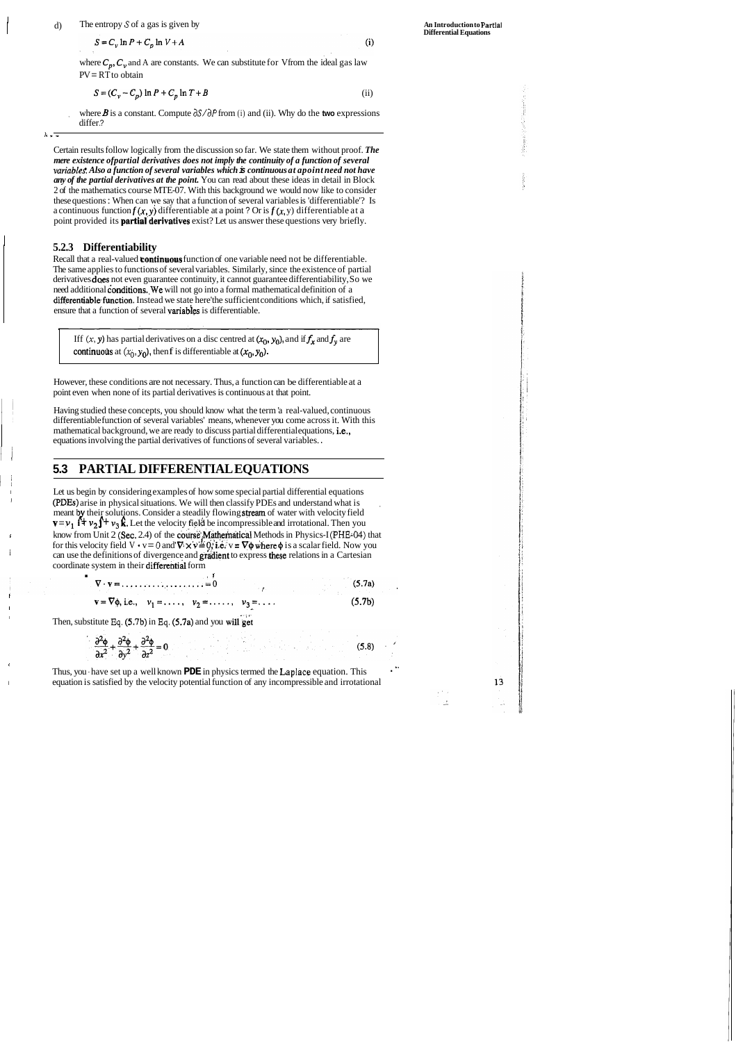d) The entropy $S$ of a gas is given by

$$S = C_v \ln P + C_p \ln V + A \qquad \text{(i)}$$

where $C_p$, $C_v$ and A are constants. We can substitute for $V$ from the ideal gas law $PV = RT$ to obtain

$$S = (C_v - C_p) \ln P + C_p \ln T + B \qquad \text{(ii)}$$

where $B$ is a constant. Compute $\partial S / \partial P$ from (i) and (ii). Why do the two expressions differ?

Certain results follow logically from the discussion so far. We state them without proof. ***The mere existence of partial derivatives does not imply the continuity of a function of several variables. Also a function of several variables which is continuous at a point need not have any of the partial derivatives at the point.*** You can read about these ideas in detail in Block 2 of the mathematics course MTE-07. With this background we would now like to consider these questions : When can we say that a function of several variables is 'differentiable'? Is a continuous function $f(x, y)$ differentiable at a point ? Or is $f(x, y)$ differentiable at a point provided its **partial derivatives** exist? Let us answer these questions very briefly.

### 5.2.3 Differentiability

Recall that a real-valued **continuous** function of one variable need not be differentiable. The same applies to functions of several variables. Similarly, since the existence of partial derivatives does not even guarantee continuity, it cannot guarantee differentiability. So we need additional conditions. We will not go into a formal mathematical definition of a differentiable function. Instead we state here the sufficient conditions which, if satisfied, ensure that a function of several variables is differentiable.

> If $f(x, y)$ has partial derivatives on a disc centred at $(x_0, y_0)$, and if $f_x$ and $f_y$ are continuous at $(x_0, y_0)$, then f is differentiable at $(x_0, y_0)$.

However, these conditions are not necessary. Thus, a function can be differentiable at a point even when none of its partial derivatives is continuous at that point.

Having studied these concepts, you should know what the term 'a real-valued, continuous differentiable function of several variables' means, whenever you come across it. With this mathematical background, we are ready to discuss partial differential equations, i.e., equations involving the partial derivatives of functions of several variables.

## 5.3 PARTIAL DIFFERENTIAL EQUATIONS

Let us begin by considering examples of how some special partial differential equations (PDEs) arise in physical situations. We will then classify PDEs and understand what is meant by their solutions. Consider a steadily flowing stream of water with velocity field $\mathbf{v} = v_1 \hat{\mathbf{i}} + v_2 \hat{\mathbf{j}} + v_3 \hat{\mathbf{k}}$. Let the velocity field be incompressible and irrotational. Then you know from Unit 2 (Sec. 2.4) of the course Mathematical Methods in Physics-I (PHE-04) that for this velocity field $\nabla \cdot \mathbf{v} = 0$ and $\nabla \times \mathbf{v} = 0$, i.e. $\mathbf{v} = \nabla\phi$ where $\phi$ is a scalar field. Now you can use the definitions of divergence and gradient to express these relations in a Cartesian coordinate system in their differential form

$$\nabla \cdot \mathbf{v} = \ldots\ldots\ldots\ldots\ldots\ldots\ldots = 0 \qquad (5.7a)$$

$$\mathbf{v} = \nabla\phi, \text{ i.e., } \quad v_1 = \ldots\ldots, \quad v_2 = \ldots\ldots, \quad v_3 = \ldots\ldots \qquad (5.7b)$$

Then, substitute Eq. (5.7b) in Eq. (5.7a) and you will get

$$\frac{\partial^2 \phi}{\partial x^2} + \frac{\partial^2 \phi}{\partial y^2} + \frac{\partial^2 \phi}{\partial z^2} = 0 \qquad (5.8)$$

Thus, you have set up a well known **PDE** in physics termed the Laplace equation. This equation is satisfied by the velocity potential function of any incompressible and irrotational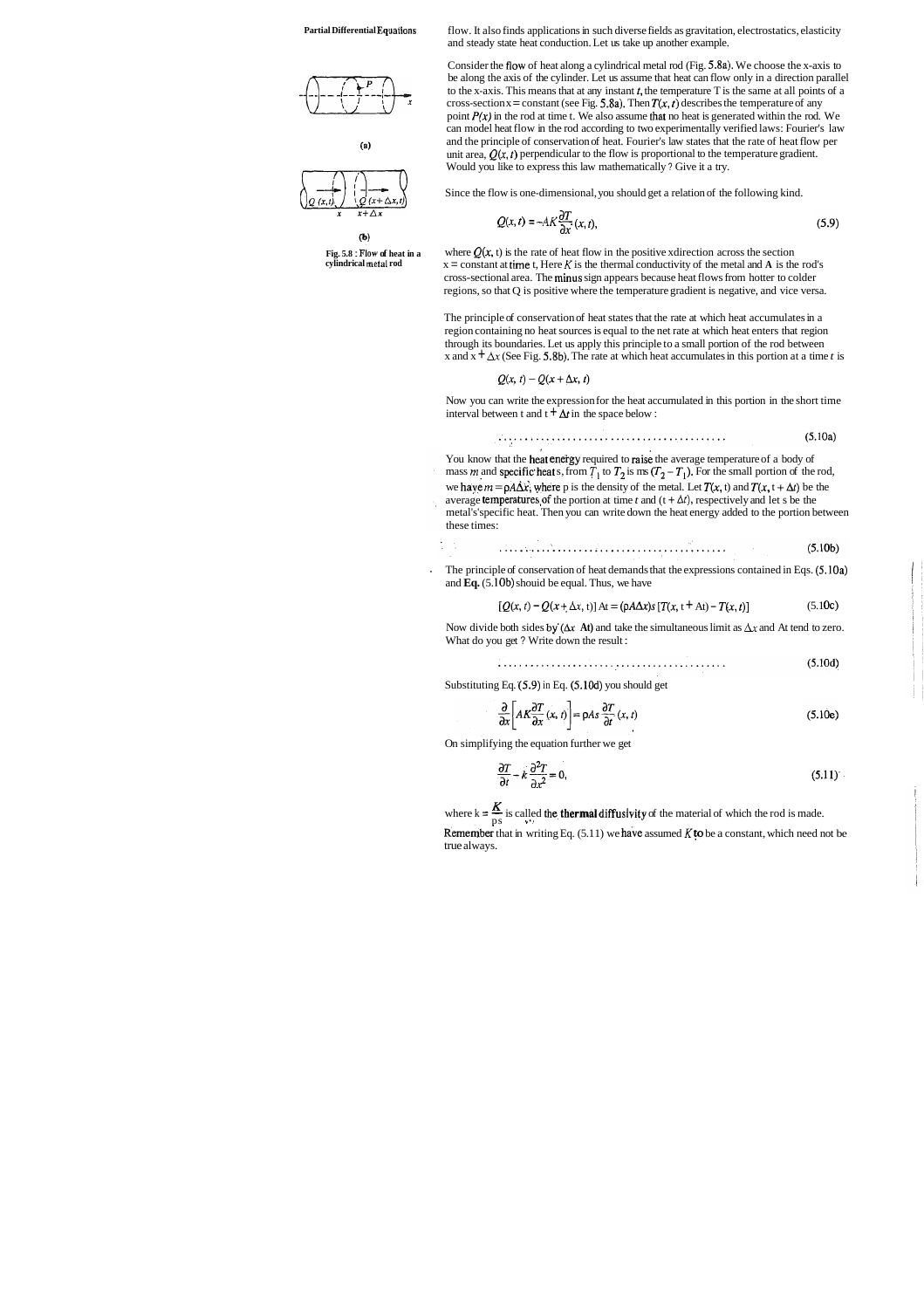flow. It also finds applications in such diverse fields as gravitation, electrostatics, elasticity and steady state heat conduction. Let us take up another example.

Consider the flow of heat along a cylindrical metal rod (Fig. 5.8a). We choose the x-axis to be along the axis of the cylinder. Let us assume that heat can flow only in a direction parallel to the x-axis. This means that at any instant $t$, the temperature T is the same at all points of a cross-section $x$ = constant (see Fig. 5.8a). Then $T(x, t)$ describes the temperature of any point $P(x)$ in the rod at time t. We also assume that no heat is generated within the rod. We can model heat flow in the rod according to two experimentally verified laws: Fourier's law and the principle of conservation of heat. Fourier's law states that the rate of heat flow per unit area, $Q(x, t)$ perpendicular to the flow is proportional to the temperature gradient. Would you like to express this law mathematically? Give it a try.

Fig. 5.8 : Flow of heat in a cylindrical metal rod

Since the flow is one-dimensional, you should get a relation of the following kind.

$$Q(x, t) = -AK\frac{\partial T}{\partial x}(x, t), \tag{5.9}$$

where $Q(x, t)$ is the rate of heat flow in the positive xdirection across the section $x$ = constant at time t. Here $K$ is the thermal conductivity of the metal and A is the rod's cross-sectional area. The minus sign appears because heat flows from hotter to colder regions, so that Q is positive where the temperature gradient is negative, and vice versa.

The principle of conservation of heat states that the rate at which heat accumulates in a region containing no heat sources is equal to the net rate at which heat enters that region through its boundaries. Let us apply this principle to a small portion of the rod between x and $x + \Delta x$ (See Fig. 5.8b). The rate at which heat accumulates in this portion at a time $t$ is

$$Q(x, t) - Q(x + \Delta x, t)$$

Now you can write the expression for the heat accumulated in this portion in the short time interval between t and $t + \Delta t$ in the space below :

$$\ldots\ldots\ldots\ldots\ldots\ldots\ldots\ldots\ldots\ldots\ldots\ldots \tag{5.10a}$$

You know that the heat energy required to raise the average temperature of a body of mass $m$ and specific heat s, from $T_1$ to $T_2$ is ms $(T_2 - T_1)$. For the small portion of the rod, we have $m = \rho A \Delta x$, where p is the density of the metal. Let $T(x, t)$ and $T(x, t + \Delta t)$ be the average temperatures of the portion at time $t$ and $(t + \Delta t)$, respectively and let s be the metal's specific heat. Then you can write down the heat energy added to the portion between these times:

$$\ldots\ldots\ldots\ldots\ldots\ldots\ldots\ldots\ldots\ldots\ldots\ldots \tag{5.10b}$$

The principle of conservation of heat demands that the expressions contained in Eqs. (5.10a) and **Eq.** (5.10b) should be equal. Thus, we have

$$[Q(x, t) - Q(x + \Delta x, t)]\,\Delta t = (\rho A \Delta x)s\,[T(x, t + \Delta t) - T(x, t)] \tag{5.10c}$$

Now divide both sides by $(\Delta x\ \Delta t)$ and take the simultaneous limit as $\Delta x$ and $\Delta t$ tend to zero. What do you get? Write down the result:

$$\ldots\ldots\ldots\ldots\ldots\ldots\ldots\ldots\ldots\ldots\ldots\ldots \tag{5.10d}$$

Substituting Eq. (5.9) in Eq. (5.10d) you should get

$$\frac{\partial}{\partial x}\left[AK\frac{\partial T}{\partial x}(x, t)\right] = \rho A s\frac{\partial T}{\partial t}(x, t) \tag{5.10e}$$

On simplifying the equation further we get

$$\frac{\partial T}{\partial t} - k\frac{\partial^2 T}{\partial x^2} = 0, \tag{5.11}$$

where $k = \frac{K}{\rho s}$ is called the thermal diffusivity of the material of which the rod is made. Remember that in writing Eq. (5.11) we have assumed $K$ to be a constant, which need not be true always.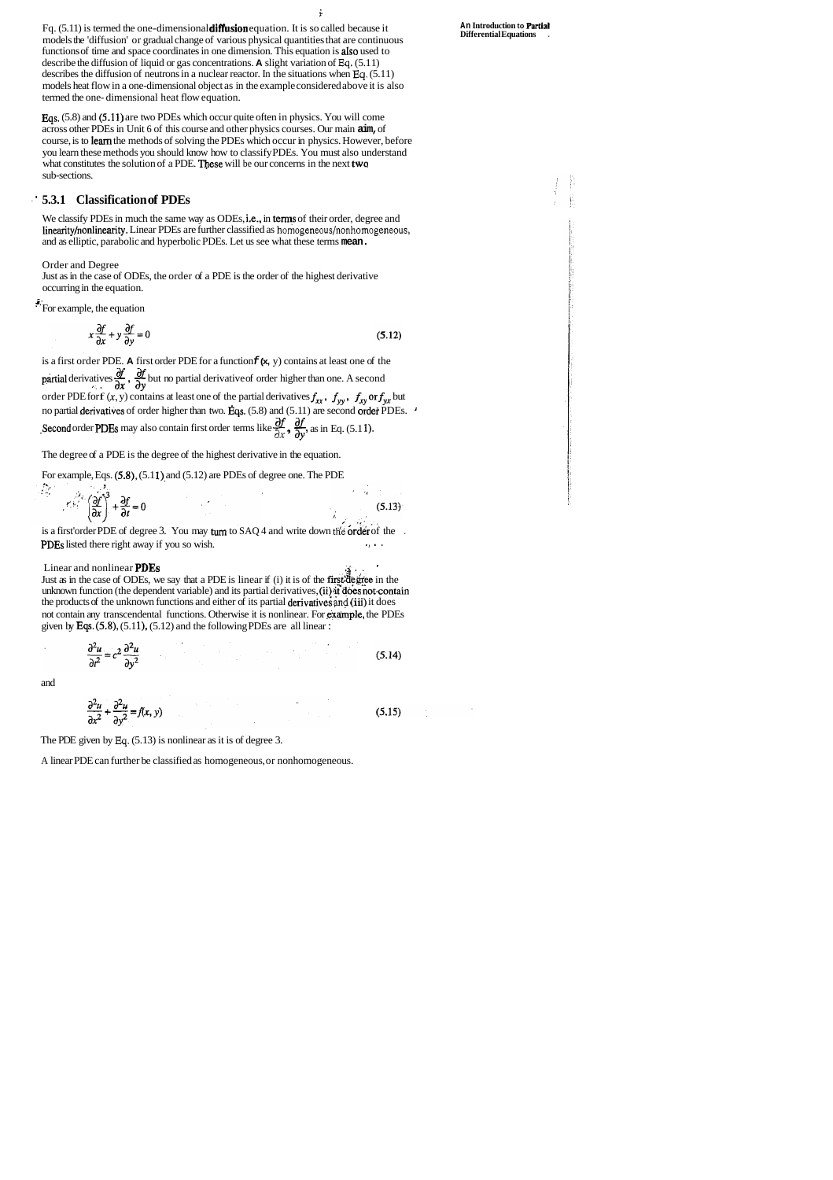Eq. (5.11) is termed the one-dimensional **diffusion** equation. It is so called because it models the 'diffusion' or gradual change of various physical quantities that are continuous functions of time and space coordinates in one dimension. This equation is also used to describe the diffusion of liquid or gas concentrations. A slight variation of Eq. (5.11) describes the diffusion of neutrons in a nuclear reactor. In the situations when Eq. (5.11) models heat flow in a one-dimensional object as in the example considered above it is also termed the one-dimensional heat flow equation.

Eqs. (5.8) and (5.11) are two PDEs which occur quite often in physics. You will come across other PDEs in Unit 6 of this course and other physics courses. Our main aim, of course, is to learn the methods of solving the PDEs which occur in physics. However, before you learn these methods you should know how to classify PDEs. You must also understand what constitutes the solution of a PDE. These will be our concerns in the next two sub-sections.

### 5.3.1 Classification of PDEs

We classify PDEs in much the same way as ODEs, i.e., in terms of their order, degree and linearity/nonlinearity. Linear PDEs are further classified as homogeneous/nonhomogeneous, and as elliptic, parabolic and hyperbolic PDEs. Let us see what these terms mean.

Order and Degree

Just as in the case of ODEs, the order of a PDE is the order of the highest derivative occurring in the equation.

For example, the equation

$$x\frac{\partial f}{\partial x} + y\frac{\partial f}{\partial y} = 0 \tag{5.12}$$

is a first order PDE. A first order PDE for a function $f(x, y)$ contains at least one of the partial derivatives $\frac{\partial f}{\partial x}$, $\frac{\partial f}{\partial y}$ but no partial derivative of order higher than one. A second order PDE for $f(x, y)$ contains at least one of the partial derivatives $f_{xx}$, $f_{yy}$, $f_{xy}$ or $f_{yx}$ but no partial derivatives of order higher than two. Eqs. (5.8) and (5.11) are second order PDEs. Second order PDEs may also contain first order terms like $\frac{\partial f}{\partial x}$, $\frac{\partial f}{\partial y}$, as in Eq. (5.11).

The degree of a PDE is the degree of the highest derivative in the equation.

For example, Eqs. (5.8), (5.11) and (5.12) are PDEs of degree one. The PDE

$$\left(\frac{\partial f}{\partial x}\right)^3 + \frac{\partial f}{\partial t} = 0 \tag{5.13}$$

is a first order PDE of degree 3. You may turn to SAQ 4 and write down the order of the PDEs listed there right away if you so wish.

Linear and nonlinear PDEs

Just as in the case of ODEs, we say that a PDE is linear if (i) it is of the first degree in the unknown function (the dependent variable) and its partial derivatives, (ii) it does not contain the products of the unknown functions and either of its partial derivatives and (iii) it does not contain any transcendental functions. Otherwise it is nonlinear. For example, the PDEs given by Eqs. (5.8), (5.11), (5.12) and the following PDEs are all linear:

$$\frac{\partial^2 u}{\partial t^2} = c^2\frac{\partial^2 u}{\partial y^2} \tag{5.14}$$

and

$$\frac{\partial^2 u}{\partial x^2} + \frac{\partial^2 u}{\partial y^2} = f(x, y) \tag{5.15}$$

The PDE given by Eq. (5.13) is nonlinear as it is of degree 3.

A linear PDE can further be classified as homogeneous, or nonhomogeneous.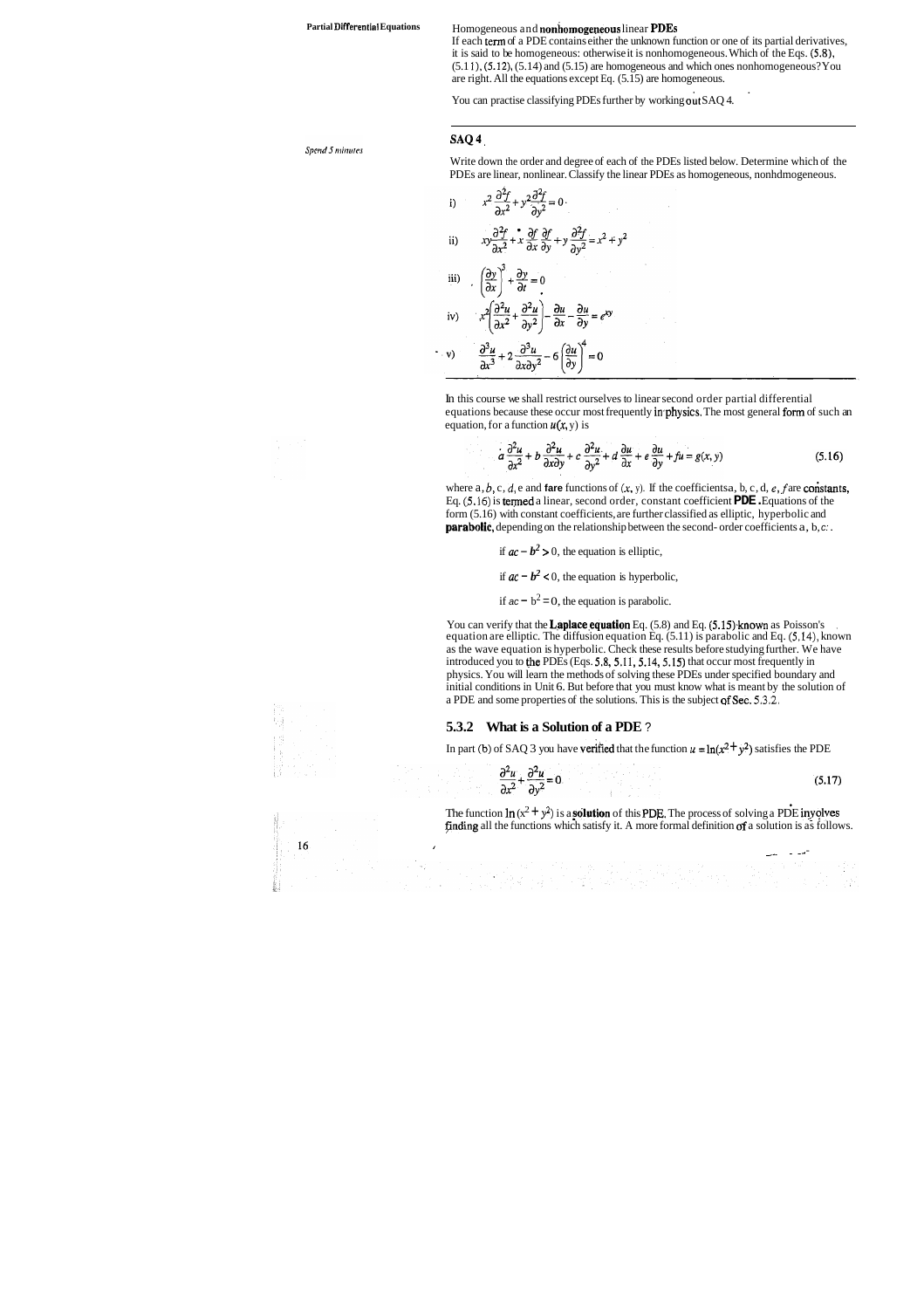Homogeneous and nonhomogeneous linear PDEs

If each term of a PDE contains either the unknown function or one of its partial derivatives, it is said to be homogeneous: otherwise it is nonhomogeneous. Which of the Eqs. (5.8), (5.11), (5.12), (5.14) and (5.15) are homogeneous and which ones nonhomogeneous? You are right. All the equations except Eq. (5.15) are homogeneous.

You can practise classifying PDEs further by working out SAQ 4.

---

### SAQ 4

*Spend 5 minutes*

Write down the order and degree of each of the PDEs listed below. Determine which of the PDEs are linear, nonlinear. Classify the linear PDEs as homogeneous, nonhomogeneous.

i) $x^2 \dfrac{\partial^2 f}{\partial x^2} + y^2 \dfrac{\partial^2 f}{\partial y^2} = 0$

ii) $xy \dfrac{\partial^2 f}{\partial x^2} + x \dfrac{\partial f}{\partial x} \dfrac{\partial f}{\partial y} + y \dfrac{\partial^2 f}{\partial y^2} = x^2 + y^2$

iii) $\left(\dfrac{\partial y}{\partial x}\right)^3 + \dfrac{\partial y}{\partial t} = 0$

iv) $x^2 \left(\dfrac{\partial^2 u}{\partial x^2} + \dfrac{\partial^2 u}{\partial y^2}\right) - \dfrac{\partial u}{\partial x} - \dfrac{\partial u}{\partial y} = e^{xy}$

v) $\dfrac{\partial^3 u}{\partial x^3} + 2 \dfrac{\partial^3 u}{\partial x \partial y^2} - 6 \left(\dfrac{\partial u}{\partial y}\right)^4 = 0$

---

In this course we shall restrict ourselves to linear second order partial differential equations because these occur most frequently in physics. The most general form of such an equation, for a function $u(x, y)$ is

$$a \frac{\partial^2 u}{\partial x^2} + b \frac{\partial^2 u}{\partial x \partial y} + c \frac{\partial^2 u}{\partial y^2} + d \frac{\partial u}{\partial x} + e \frac{\partial u}{\partial y} + fu = g(x, y) \tag{5.16}$$

where $a, b, c, d$, e and $f$ are functions of $(x, y)$. If the coefficients $a, b, c, d, e, f$ are constants, Eq. (5.16) is termed a linear, second order, constant coefficient **PDE**. Equations of the form (5.16) with constant coefficients, are further classified as elliptic, hyperbolic and **parabolic**, depending on the relationship between the second-order coefficients $a, b, c$:

if $ac - b^2 > 0$, the equation is elliptic,

if $ac - b^2 < 0$, the equation is hyperbolic,

if $ac - b^2 = 0$, the equation is parabolic.

You can verify that the **Laplace equation** Eq. (5.8) and Eq. (5.15) known as Poisson's equation are elliptic. The diffusion equation Eq. (5.11) is parabolic and Eq. (5.14), known as the wave equation is hyperbolic. Check these results before studying further. We have introduced you to the PDEs (Eqs. 5.8, 5.11, 5.14, 5.15) that occur most frequently in physics. You will learn the methods of solving these PDEs under specified boundary and initial conditions in Unit 6. But before that you must know what is meant by the solution of a PDE and some properties of the solutions. This is the subject of Sec. 5.3.2.

### 5.3.2 What is a Solution of a PDE ?

In part (b) of SAQ 3 you have verified that the function $u = \ln(x^2 + y^2)$ satisfies the PDE

$$\frac{\partial^2 u}{\partial x^2} + \frac{\partial^2 u}{\partial y^2} = 0 \tag{5.17}$$

The function $\ln(x^2 + y^2)$ is a **solution** of this PDE. The process of solving a PDE involves finding all the functions which satisfy it. A more formal definition of a solution is as follows.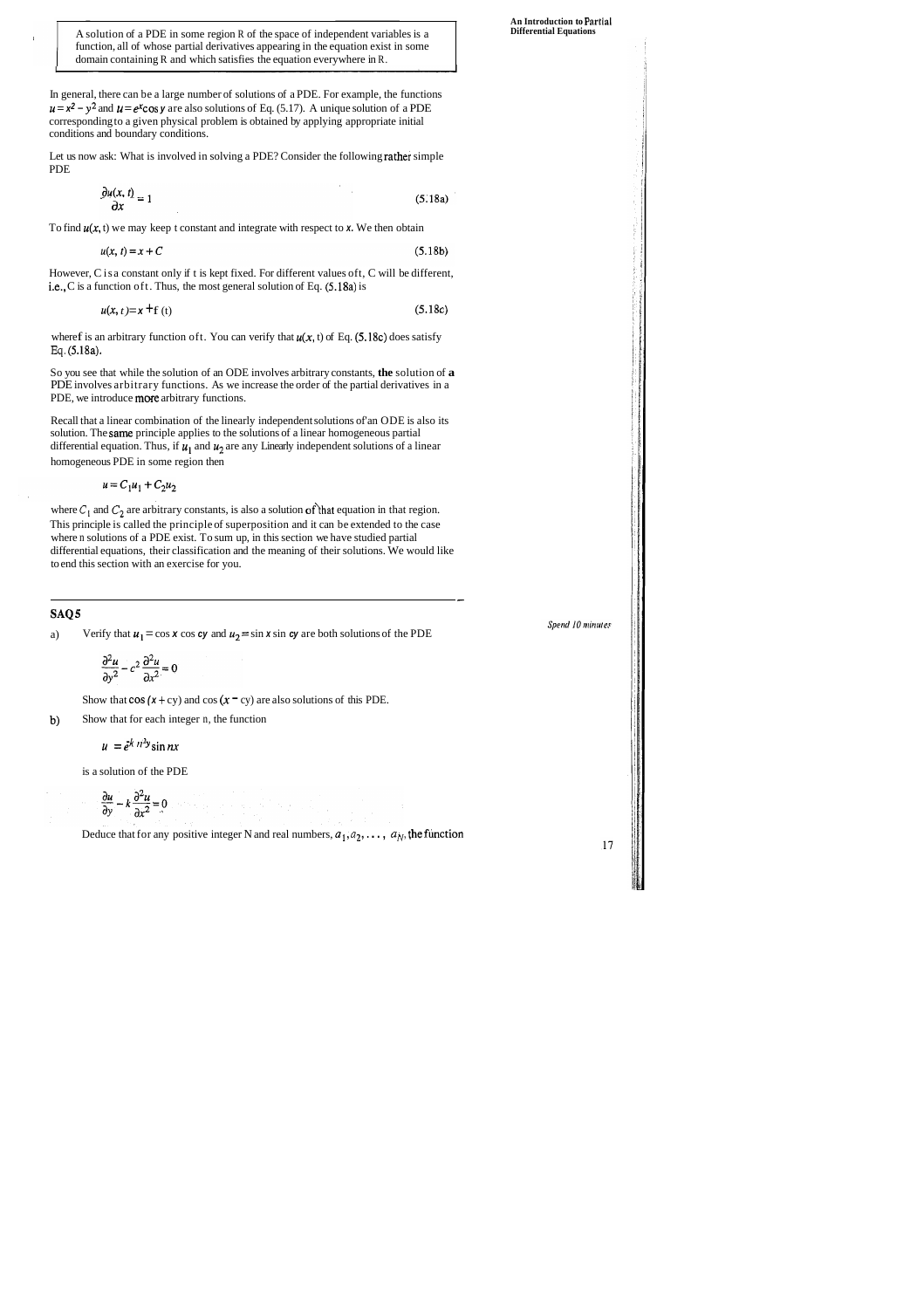> A solution of a PDE in some region R of the space of independent variables is a function, all of whose partial derivatives appearing in the equation exist in some domain containing R and which satisfies the equation everywhere in R.

In general, there can be a large number of solutions of a PDE. For example, the functions $u = x^2 - y^2$ and $u = e^x \cos y$ are also solutions of Eq. (5.17). A unique solution of a PDE corresponding to a given physical problem is obtained by applying appropriate initial conditions and boundary conditions.

Let us now ask: What is involved in solving a PDE? Consider the following rather simple PDE

$$\frac{\partial u(x, t)}{\partial x} = 1 \tag{5.18a}$$

To find $u(x, t)$ we may keep t constant and integrate with respect to $x$. We then obtain

$$u(x, t) = x + C \tag{5.18b}$$

However, C is a constant only if t is kept fixed. For different values of t, C will be different, i.e., C is a function of t. Thus, the most general solution of Eq. (5.18a) is

$$u(x, t) = x + f(t) \tag{5.18c}$$

where f is an arbitrary function of t. You can verify that $u(x, t)$ of Eq. (5.18c) does satisfy Eq. (5.18a).

So you see that while the solution of an ODE involves arbitrary constants, **the** solution of **a** PDE involves arbitrary functions. As we increase the order of the partial derivatives in a PDE, we introduce more arbitrary functions.

Recall that a linear combination of the linearly independent solutions of an ODE is also its solution. The same principle applies to the solutions of a linear homogeneous partial differential equation. Thus, if $u_1$ and $u_2$ are any Linearly independent solutions of a linear homogeneous PDE in some region then

$$u = C_1 u_1 + C_2 u_2$$

where $C_1$ and $C_2$ are arbitrary constants, is also a solution of that equation in that region. This principle is called the principle of superposition and it can be extended to the case where n solutions of a PDE exist. To sum up, in this section we have studied partial differential equations, their classification and the meaning of their solutions. We would like to end this section with an exercise for you.

---

## SAQ 5

*Spend 10 minutes*

a) Verify that $u_1 = \cos x \cos cy$ and $u_2 = \sin x \sin cy$ are both solutions of the PDE

$$\frac{\partial^2 u}{\partial y^2} - c^2 \frac{\partial^2 u}{\partial x^2} = 0$$

Show that $\cos(x + cy)$ and $\cos(x - cy)$ are also solutions of this PDE.

b) Show that for each integer n, the function

$$u = e^{-k n^2 y} \sin nx$$

is a solution of the PDE

$$\frac{\partial u}{\partial y} - k \frac{\partial^2 u}{\partial x^2} = 0$$

Deduce that for any positive integer N and real numbers, $a_1, a_2, \ldots, a_N$, the function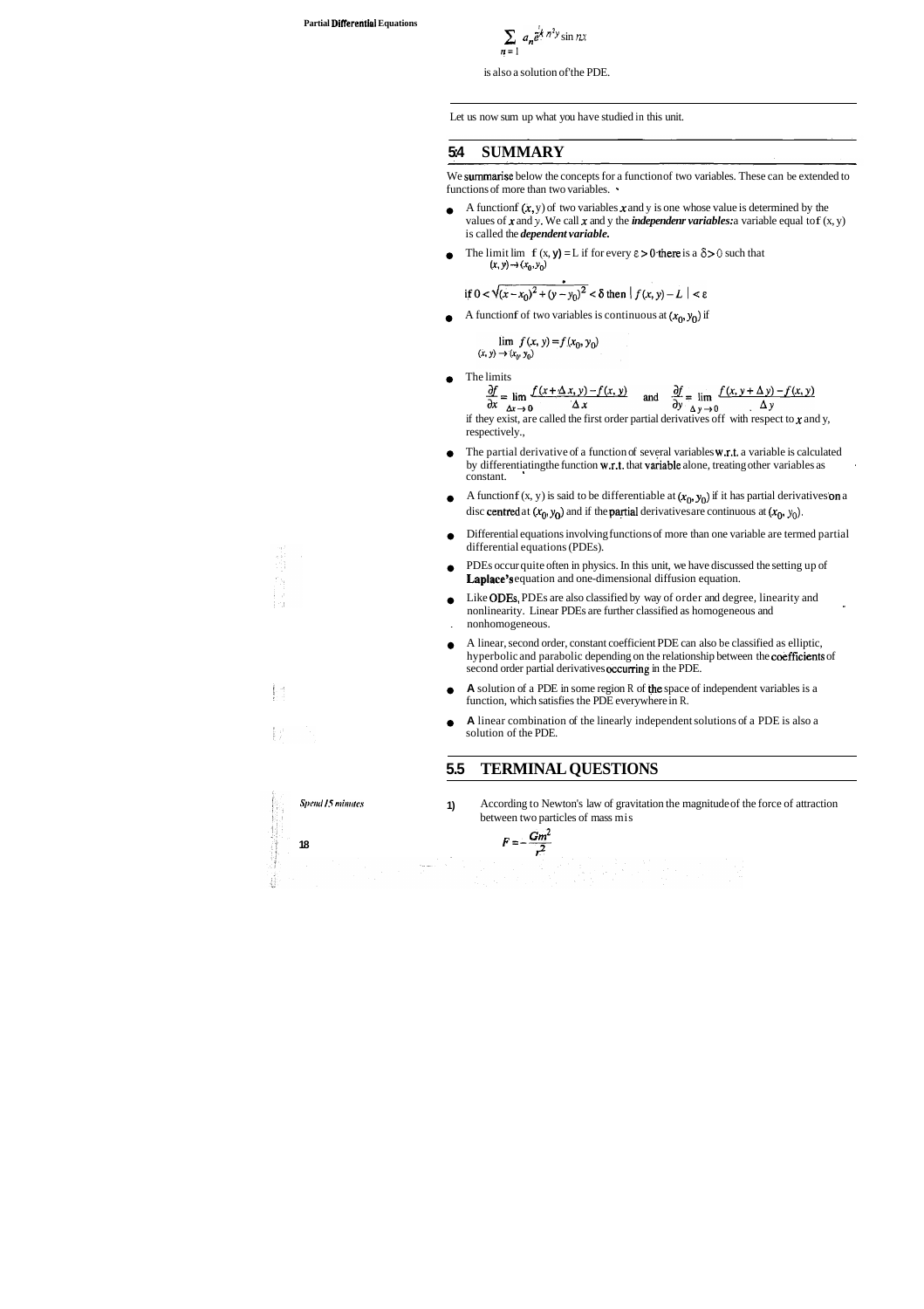$$\sum_{n=1} a_n e^{-k n^2 y} \sin nx$$

is also a solution of the PDE.

Let us now sum up what you have studied in this unit.

## 5.4 SUMMARY

We summarise below the concepts for a function of two variables. These can be extended to functions of more than two variables.

- A function $f(x, y)$ of two variables $x$ and $y$ is one whose value is determined by the values of $x$ and $y$. We call $x$ and $y$ the ***independent variables:*** a variable equal to $f(x, y)$ is called the ***dependent variable.***
- The limit $\lim_{(x,y)\to(x_0,y_0)} f(x, y) = L$ if for every $\varepsilon > 0$ there is a $\delta > 0$ such that

  $$\text{if } 0 < \sqrt{(x-x_0)^2 + (y-y_0)^2} < \delta \text{ then } |f(x, y) - L| < \varepsilon$$

- A function $f$ of two variables is continuous at $(x_0, y_0)$ if

  $$\lim_{(x,y)\to(x_0,y_0)} f(x, y) = f(x_0, y_0)$$

- The limits

  $$\frac{\partial f}{\partial x} = \lim_{\Delta x \to 0} \frac{f(x+\Delta x, y) - f(x, y)}{\Delta x} \quad \text{and} \quad \frac{\partial f}{\partial y} = \lim_{\Delta y \to 0} \frac{f(x, y+\Delta y) - f(x, y)}{\Delta y}$$

  if they exist, are called the first order partial derivatives of $f$ with respect to $x$ and $y$, respectively.
- The partial derivative of a function of several variables w.r.t. a variable is calculated by differentiating the function w.r.t. that variable alone, treating other variables as constant.
- A function $f(x, y)$ is said to be differentiable at $(x_0, y_0)$ if it has partial derivatives on a disc centred at $(x_0, y_0)$ and if the partial derivatives are continuous at $(x_0, y_0)$.
- Differential equations involving functions of more than one variable are termed partial differential equations (PDEs).
- PDEs occur quite often in physics. In this unit, we have discussed the setting up of **Laplace's** equation and one-dimensional diffusion equation.
- Like ODEs, PDEs are also classified by way of order and degree, linearity and nonlinearity. Linear PDEs are further classified as homogeneous and nonhomogeneous.
- A linear, second order, constant coefficient PDE can also be classified as elliptic, hyperbolic and parabolic depending on the relationship between the coefficients of second order partial derivatives occurring in the PDE.
- A solution of a PDE in some region R of the space of independent variables is a function, which satisfies the PDE everywhere in R.
- A linear combination of the linearly independent solutions of a PDE is also a solution of the PDE.

## 5.5 TERMINAL QUESTIONS

*Spend 15 minutes*

1) According to Newton's law of gravitation the magnitude of the force of attraction between two particles of mass m is

$$F = -\frac{Gm^2}{r^2}$$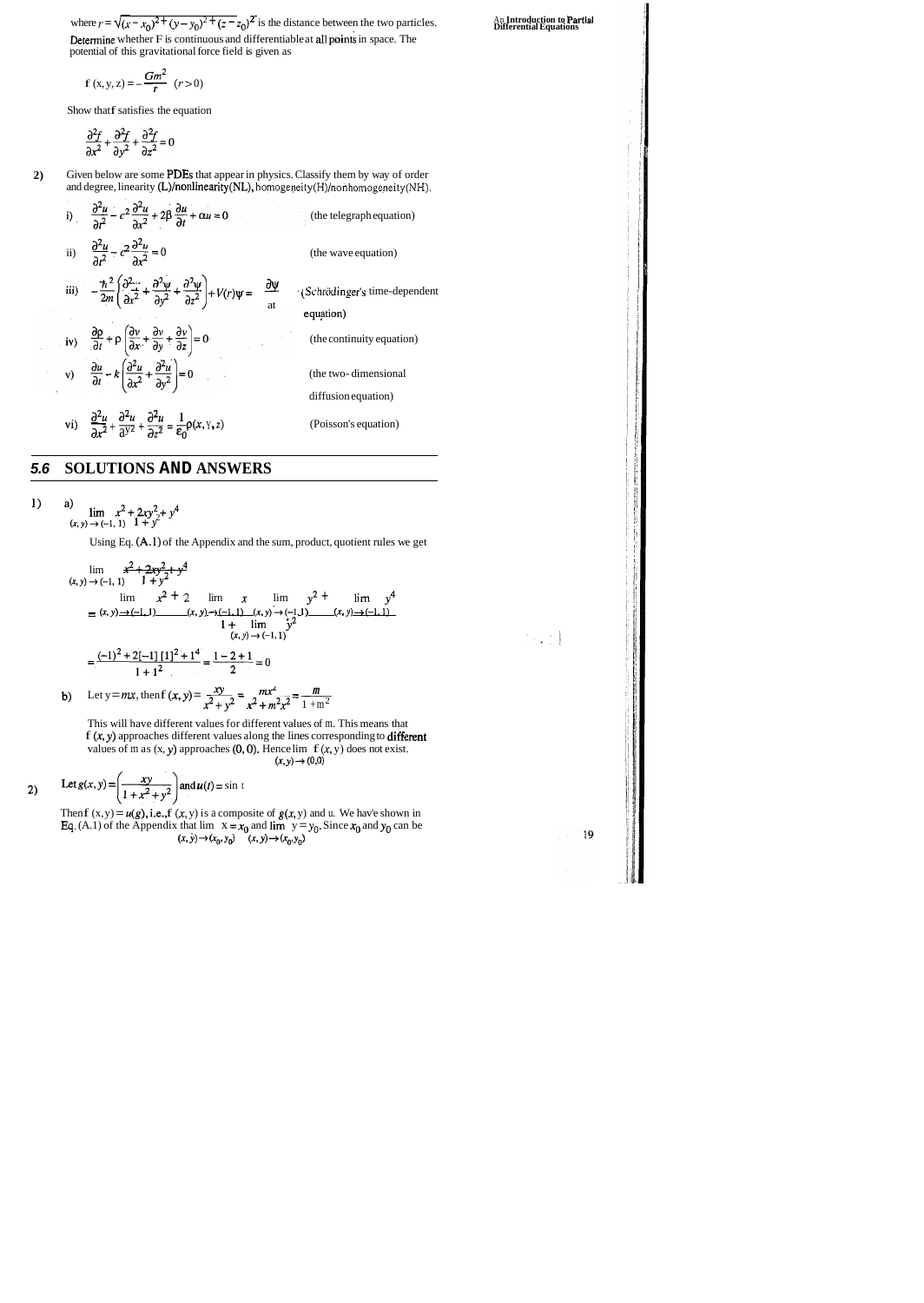where $r = \sqrt{(x - x_0)^2 + (y - y_0)^2 + (z - z_0)^2}$ is the distance between the two particles. Determine whether F is continuous and differentiable at all points in space. The potential of this gravitational force field is given as

$$f(x, y, z) = -\frac{Gm^2}{r} \quad (r > 0)$$

Show that f satisfies the equation

$$\frac{\partial^2 f}{\partial x^2} + \frac{\partial^2 f}{\partial y^2} + \frac{\partial^2 f}{\partial z^2} = 0$$

2) Given below are some PDEs that appear in physics. Classify them by way of order and degree, linearity (L)/nonlinearity (NL), homogeneity (H)/nonhomogeneity (NH).

i) $\frac{\partial^2 u}{\partial t^2} - c^2 \frac{\partial^2 u}{\partial x^2} + 2\beta \frac{\partial u}{\partial t} + \alpha u = 0$ (the telegraph equation)

ii) $\frac{\partial^2 u}{\partial t^2} - c^2 \frac{\partial^2 u}{\partial x^2} = 0$ (the wave equation)

iii) $-\frac{\hbar^2}{2m}\left(\frac{\partial^2 \psi}{\partial x^2} + \frac{\partial^2 \psi}{\partial y^2} + \frac{\partial^2 \psi}{\partial z^2}\right) + V(r)\psi = \frac{\partial \psi}{\partial t}$ (Schrödinger's time-dependent equation)

iv) $\frac{\partial \rho}{\partial t} + \rho\left(\frac{\partial v}{\partial x} + \frac{\partial v}{\partial y} + \frac{\partial v}{\partial z}\right) = 0$ (the continuity equation)

v) $\frac{\partial u}{\partial t} - k\left(\frac{\partial^2 u}{\partial x^2} + \frac{\partial^2 u}{\partial y^2}\right) = 0$ (the two-dimensional diffusion equation)

vi) $\frac{\partial^2 u}{\partial x^2} + \frac{\partial^2 u}{\partial y^2} + \frac{\partial^2 u}{\partial z^2} = \frac{1}{\varepsilon_0}\rho(x, y, z)$ (Poisson's equation)

## 5.6 SOLUTIONS AND ANSWERS

1) a) $\lim_{(x,y)\to(-1,1)} \frac{x^2 + 2xy^2 + y^4}{1 + y^2}$

Using Eq. (A.1) of the Appendix and the sum, product, quotient rules we get

$$\lim_{(x,y)\to(-1,1)} \frac{x^2 + 2xy^2 + y^4}{1 + y^2}$$

$$= \frac{\lim_{(x,y)\to(-1,1)} x^2 + 2 \lim_{(x,y)\to(-1,1)} x \lim_{(x,y)\to(-1,1)} y^2 + \lim_{(x,y)\to(-1,1)} y^4}{1 + \lim_{(x,y)\to(-1,1)} y^2}$$

$$= \frac{(-1)^2 + 2[-1][1]^2 + 1^4}{1 + 1^2} = \frac{1 - 2 + 1}{2} = 0$$

b) Let $y = mx$, then $f(x, y) = \frac{xy}{x^2 + y^2} = \frac{mx^2}{x^2 + m^2x^2} = \frac{m}{1 + m^2}$

This will have different values for different values of m. This means that $f(x, y)$ approaches different values along the lines corresponding to different values of m as $(x, y)$ approaches $(0, 0)$. Hence $\lim_{(x,y)\to(0,0)} f(x, y)$ does not exist.

2) Let $g(x, y) = \left(\frac{xy}{1 + x^2 + y^2}\right)$ and $u(t) = \sin t$

Then $f(x, y) = u(g)$, i.e., $f(x, y)$ is a composite of $g(x, y)$ and u. We have shown in Eq. (A.1) of the Appendix that $\lim_{(x,y)\to(x_0,y_0)} x = x_0$ and $\lim_{(x,y)\to(x_0,y_0)} y = y_0$. Since $x_0$ and $y_0$ can be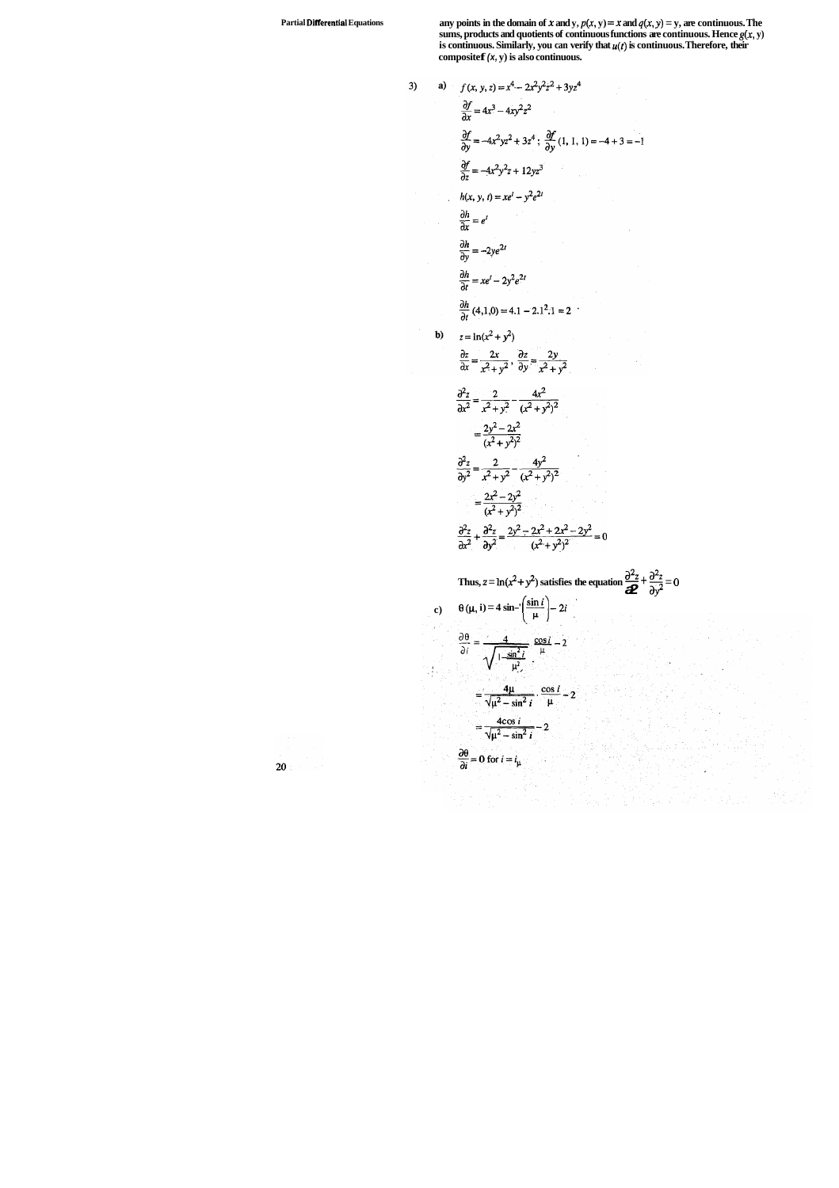any points in the domain of $x$ and $y$, $p(x, y) = x$ and $q(x, y) = y$, are continuous. The sums, products and quotients of continuous functions are continuous. Hence $g(x, y)$ is continuous. Similarly, you can verify that $u(t)$ is continuous. Therefore, their composite $f(x, y)$ is also continuous.

3) a) $f(x, y, z) = x^4 - 2x^2y^2z^2 + 3yz^4$

$$\frac{\partial f}{\partial x} = 4x^3 - 4xy^2z^2$$

$$\frac{\partial f}{\partial y} = -4x^2yz^2 + 3z^4 \; ; \; \frac{\partial f}{\partial y}(1, 1, 1) = -4 + 3 = -1$$

$$\frac{\partial f}{\partial z} = -4x^2y^2z + 12yz^3$$

$h(x, y, t) = xe^t - y^2e^{2t}$

$$\frac{\partial h}{\partial x} = e^t$$

$$\frac{\partial h}{\partial y} = -2ye^{2t}$$

$$\frac{\partial h}{\partial t} = xe^t - 2y^2e^{2t}$$

$$\frac{\partial h}{\partial t}(4,1,0) = 4.1 - 2.1^2.1 = 2$$

b) $z = \ln(x^2 + y^2)$

$$\frac{\partial z}{\partial x} = \frac{2x}{x^2 + y^2}, \; \frac{\partial z}{\partial y} = \frac{2y}{x^2 + y^2}$$

$$\frac{\partial^2 z}{\partial x^2} = \frac{2}{x^2 + y^2} - \frac{4x^2}{(x^2 + y^2)^2}$$

$$= \frac{2y^2 - 2x^2}{(x^2 + y^2)^2}$$

$$\frac{\partial^2 z}{\partial y^2} = \frac{2}{x^2 + y^2} - \frac{4y^2}{(x^2 + y^2)^2}$$

$$= \frac{2x^2 - 2y^2}{(x^2 + y^2)^2}$$

$$\frac{\partial^2 z}{\partial x^2} + \frac{\partial^2 z}{\partial y^2} = \frac{2y^2 - 2x^2 + 2x^2 - 2y^2}{(x^2 + y^2)^2} = 0$$

Thus, $z = \ln(x^2 + y^2)$ satisfies the equation $\frac{\partial^2 z}{\partial x^2} + \frac{\partial^2 z}{\partial y^2} = 0$

c) $\theta(\mu, i) = 4 \sin^{-1}\left(\frac{\sin i}{\mu}\right) - 2i$

$$\frac{\partial \theta}{\partial i} = \frac{4}{\sqrt{1 - \frac{\sin^2 i}{\mu^2}}} \cdot \frac{\cos i}{\mu} - 2$$

$$= \frac{4\mu}{\sqrt{\mu^2 - \sin^2 i}} \cdot \frac{\cos i}{\mu} - 2$$

$$= \frac{4\cos i}{\sqrt{\mu^2 - \sin^2 i}} - 2$$

$$\frac{\partial \theta}{\partial i} = 0 \text{ for } i = i_\mu$$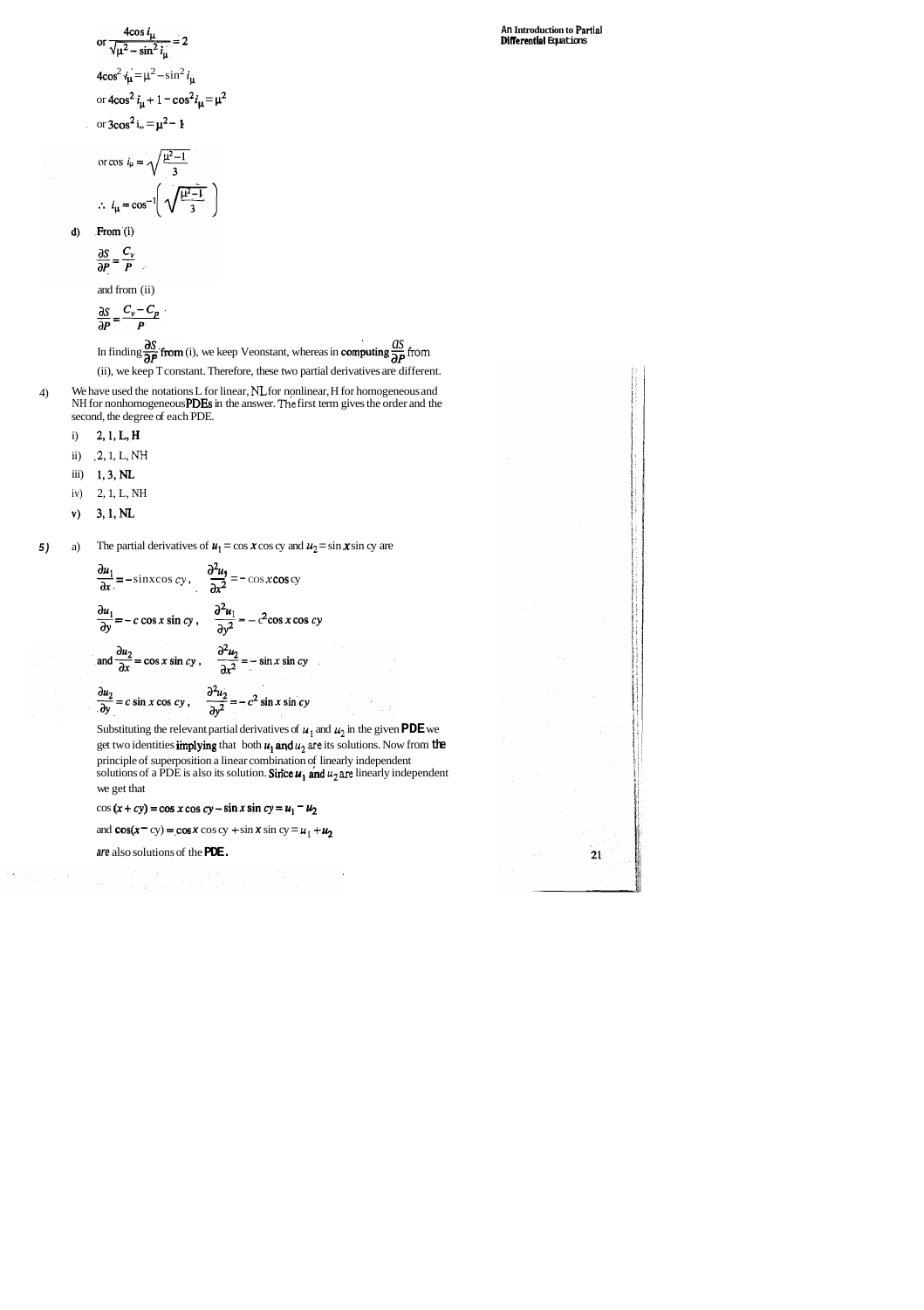$$\text{or } \frac{4\cos i_\mu}{\sqrt{\mu^2 - \sin^2 i_\mu}} = 2$$

$$4\cos^2 i_\mu = \mu^2 - \sin^2 i_\mu$$

$$\text{or } 4\cos^2 i_\mu + 1 - \cos^2 i_\mu = \mu^2$$

$$\text{or } 3\cos^2 i_\mu = \mu^2 - 1$$

$$\text{or } \cos i_\mu = \sqrt{\frac{\mu^2 - 1}{3}}$$

$$\therefore \; i_\mu = \cos^{-1}\left(\sqrt{\frac{\mu^2-1}{3}}\right)$$

d) From (i)

$$\frac{\partial S}{\partial P} = \frac{C_v}{P}$$

and from (ii)

$$\frac{\partial S}{\partial P} = \frac{C_v - C_p}{P}$$

In finding $\frac{\partial S}{\partial P}$ from (i), we keep V constant, whereas in computing $\frac{\partial S}{\partial P}$ from (ii), we keep T constant. Therefore, these two partial derivatives are different.

4) We have used the notations L for linear, NL for nonlinear, H for homogeneous and NH for nonhomogeneous PDEs in the answer. The first term gives the order and the second, the degree of each PDE.

i) 2, 1, L, H

ii) 2, 1, L, NH

iii) 1, 3, NL

iv) 2, 1, L, NH

v) 3, 1, NL

5) a) The partial derivatives of $u_1 = \cos x \cos cy$ and $u_2 = \sin x \sin cy$ are

$$\frac{\partial u_1}{\partial x} = -\sin x \cos cy, \quad \frac{\partial^2 u_1}{\partial x^2} = -\cos x \cos cy$$

$$\frac{\partial u_1}{\partial y} = -c\cos x \sin cy, \quad \frac{\partial^2 u_1}{\partial y^2} = -c^2 \cos x \cos cy$$

$$\text{and } \frac{\partial u_2}{\partial x} = \cos x \sin cy, \quad \frac{\partial^2 u_2}{\partial x^2} = -\sin x \sin cy$$

$$\frac{\partial u_2}{\partial y} = c \sin x \cos cy, \quad \frac{\partial^2 u_2}{\partial y^2} = -c^2 \sin x \sin cy$$

Substituting the relevant partial derivatives of $u_1$ and $u_2$ in the given PDE we get two identities implying that both $u_1$ and $u_2$ are its solutions. Now from the principle of superposition a linear combination of linearly independent solutions of a PDE is also its solution. Since $u_1$ and $u_2$ are linearly independent we get that

$$\cos(x + cy) = \cos x \cos cy - \sin x \sin cy = u_1 - u_2$$

$$\text{and } \cos(x - cy) = \cos x \cos cy + \sin x \sin cy = u_1 + u_2$$

are also solutions of the PDE.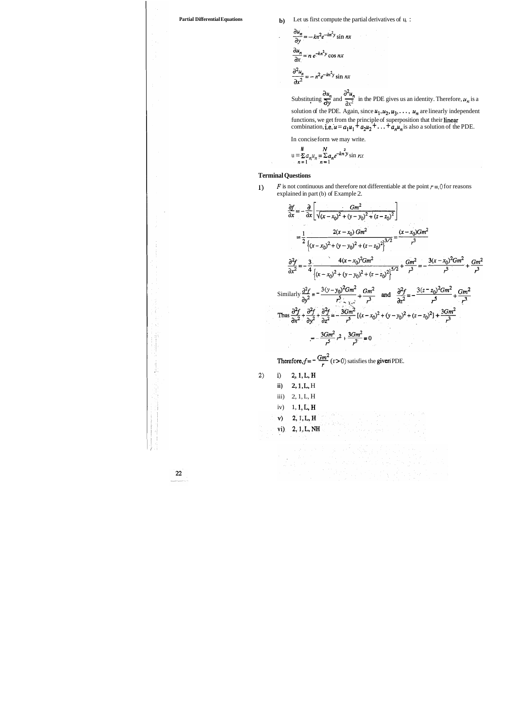**b)** Let us first compute the partial derivatives of $u_n$ :

$$\frac{\partial u_n}{\partial y} = -kn^2 e^{-kn^2 y} \sin nx$$

$$\frac{\partial u_n}{\partial x} = n\, e^{-kn^2 y} \cos nx$$

$$\frac{\partial^2 u_n}{\partial x^2} = -n^2 e^{-kn^2 y} \sin nx$$

Substituting $\frac{\partial u_n}{\partial y}$ and $\frac{\partial^2 u_n}{\partial x^2}$ in the PDE gives us an identity. Therefore, $u_n$ is a solution of the PDE. Again, since $u_1, u_2, u_3, \ldots, u_n$ are linearly independent functions, we get from the principle of superposition that their **linear** combination, i.e. $u = a_1 u_1 + a_2 u_2 + \ldots + a_n u_n$ is also a solution of the PDE.

In concise form we may write.

$$u = \sum_{n=1}^{N} a_n u_n = \sum_{n=1}^{N} a_n e^{-kn^2 y} \sin nx$$

### Terminal Questions

1) $F$ is not continuous and therefore not differentiable at the point $r = 0$ for reasons explained in part (b) of Example 2.

$$\frac{\partial f}{\partial x} = -\frac{\partial}{\partial x}\left[\frac{Gm^2}{\sqrt{(x-x_0)^2 + (y-y_0)^2 + (z-z_0)^2}}\right]$$

$$= \frac{1}{2}\frac{2(x-x_0)\, Gm^2}{\left\{(x-x_0)^2 + (y-y_0)^2 + (z-z_0)^2\right\}^{3/2}} = \frac{(x-x_0)Gm^2}{r^3}$$

$$\frac{\partial^2 f}{\partial x^2} = -\frac{3}{4}\frac{4(x-x_0)^2 Gm^2}{\left\{(x-x_0)^2 + (y-y_0)^2 + (z-z_0)^2\right\}^{5/2}} + \frac{Gm^2}{r^3} = -\frac{3(x-x_0)^2 Gm^2}{r^5} + \frac{Gm^2}{r^3}$$

Similarly $\frac{\partial^2 f}{\partial y^2} = -\frac{3(y-y_0)^2 Gm^2}{r^5} + \frac{Gm^2}{r^3}$ and $\frac{\partial^2 f}{\partial z^2} = -\frac{3(z-z_0)^2 Gm^2}{r^5} + \frac{Gm^2}{r^3}$

Thus $\frac{\partial^2 f}{\partial x^2} + \frac{\partial^2 f}{\partial y^2} + \frac{\partial^2 f}{\partial z^2} = -\frac{3Gm^2}{r^5}\left[(x-x_0)^2 + (y-y_0)^2 + (z-z_0)^2\right] + \frac{3Gm^2}{r^3}$

$$= -\frac{3Gm^2}{r^5} r^2 + \frac{3Gm^2}{r^3} = 0$$

Therefore, $f = -\frac{Gm^2}{r}$ $(r > 0)$ satisfies the given PDE.

2)
- i) 2, 1, L, H
- ii) 2, 1, L, H
- iii) 2, 1, L, H
- iv) 1, 1, L, H
- v) 2, 1, L, H
- vi) 2, 1, L, NH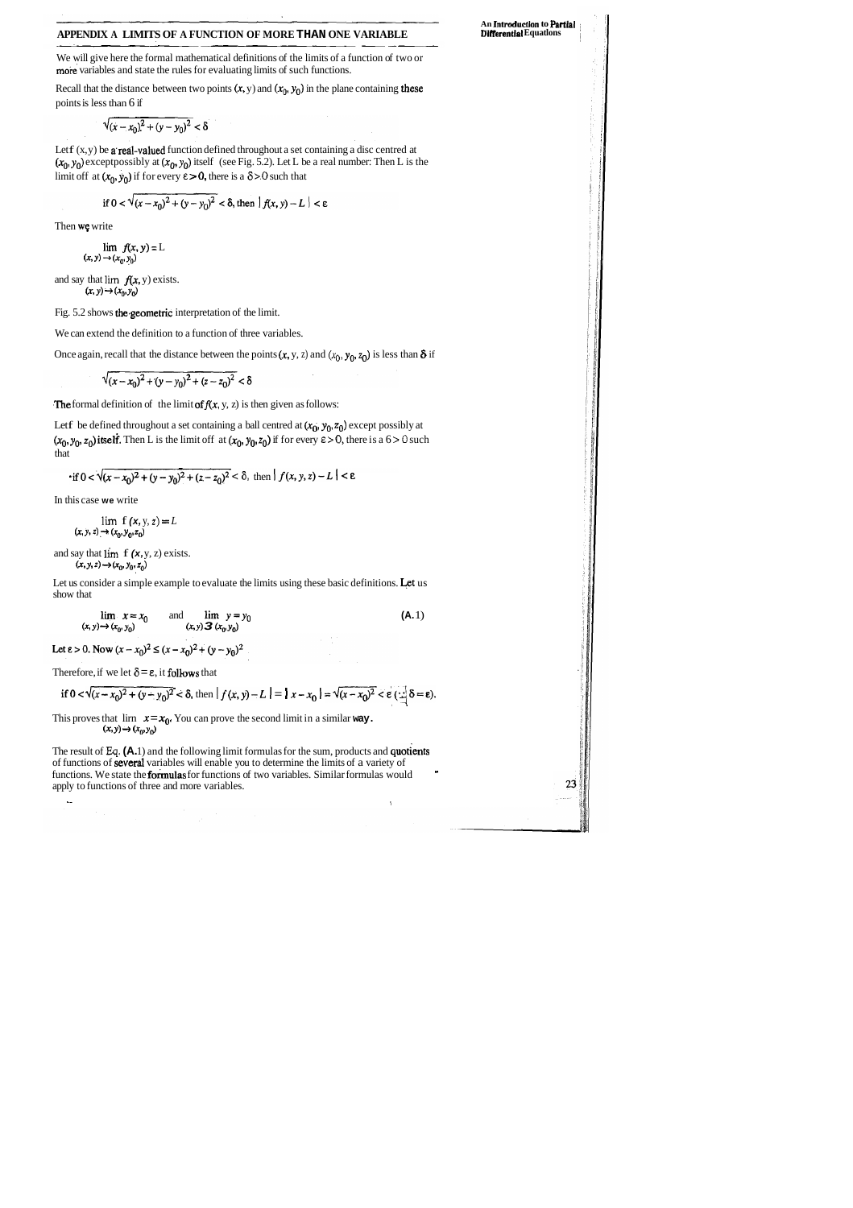## APPENDIX A LIMITS OF A FUNCTION OF MORE THAN ONE VARIABLE

We will give here the formal mathematical definitions of the limits of a function of two or more variables and state the rules for evaluating limits of such functions.

Recall that the distance between two points $(x, y)$ and $(x_0, y_0)$ in the plane containing these points is less than δ if

$$\sqrt{(x - x_0)^2 + (y - y_0)^2} < \delta$$

Let f (x, y) be a real-valued function defined throughout a set containing a disc centred at $(x_0, y_0)$ except possibly at $(x_0, y_0)$ itself (see Fig. 5.2). Let L be a real number: Then L is the limit of f at $(x_0, y_0)$ if for every $\varepsilon > 0$, there is a $\delta > 0$ such that

$$\text{if } 0 < \sqrt{(x - x_0)^2 + (y - y_0)^2} < \delta, \text{ then } |f(x, y) - L| < \varepsilon$$

Then we write

$$\lim_{(x, y) \to (x_0, y_0)} f(x, y) = L$$

and say that $\lim_{(x, y) \to (x_0, y_0)} f(x, y)$ exists.

Fig. 5.2 shows the geometric interpretation of the limit.

We can extend the definition to a function of three variables.

Once again, recall that the distance between the points $(x, y, z)$ and $(x_0, y_0, z_0)$ is less than δ if

$$\sqrt{(x - x_0)^2 + (y - y_0)^2 + (z - z_0)^2} < \delta$$

The formal definition of the limit of $f(x, y, z)$ is then given as follows:

Let f be defined throughout a set containing a ball centred at $(x_0, y_0, z_0)$ except possibly at $(x_0, y_0, z_0)$ itself. Then L is the limit of f at $(x_0, y_0, z_0)$ if for every $\varepsilon > 0$, there is a $\delta > 0$ such that

$$\text{if } 0 < \sqrt{(x - x_0)^2 + (y - y_0)^2 + (z - z_0)^2} < \delta, \text{ then } |f(x, y, z) - L| < \varepsilon$$

In this case we write

$$\lim_{(x, y, z) \to (x_0, y_0, z_0)} f(x, y, z) = L$$

and say that $\lim_{(x, y, z) \to (x_0, y_0, z_0)} f(x, y, z)$ exists.

Let us consider a simple example to evaluate the limits using these basic definitions. Let us show that

$$\lim_{(x, y) \to (x_0, y_0)} x = x_0 \quad \text{and} \quad \lim_{(x, y) \to (x_0, y_0)} y = y_0 \tag{A.1}$$

Let $\varepsilon > 0$. Now $(x - x_0)^2 \le (x - x_0)^2 + (y - y_0)^2$

Therefore, if we let $\delta = \varepsilon$, it follows that

$$\text{if } 0 < \sqrt{(x - x_0)^2 + (y - y_0)^2} < \delta, \text{ then } |f(x, y) - L| = |x - x_0| = \sqrt{(x - x_0)^2} < \varepsilon \ (\because \delta = \varepsilon).$$

This proves that $\lim_{(x, y) \to (x_0, y_0)} x = x_0$. You can prove the second limit in a similar way.

The result of Eq. (A.1) and the following limit formulas for the sum, products and quotients of functions of several variables will enable you to determine the limits of a variety of functions. We state the formulas for functions of two variables. Similar formulas would apply to functions of three and more variables.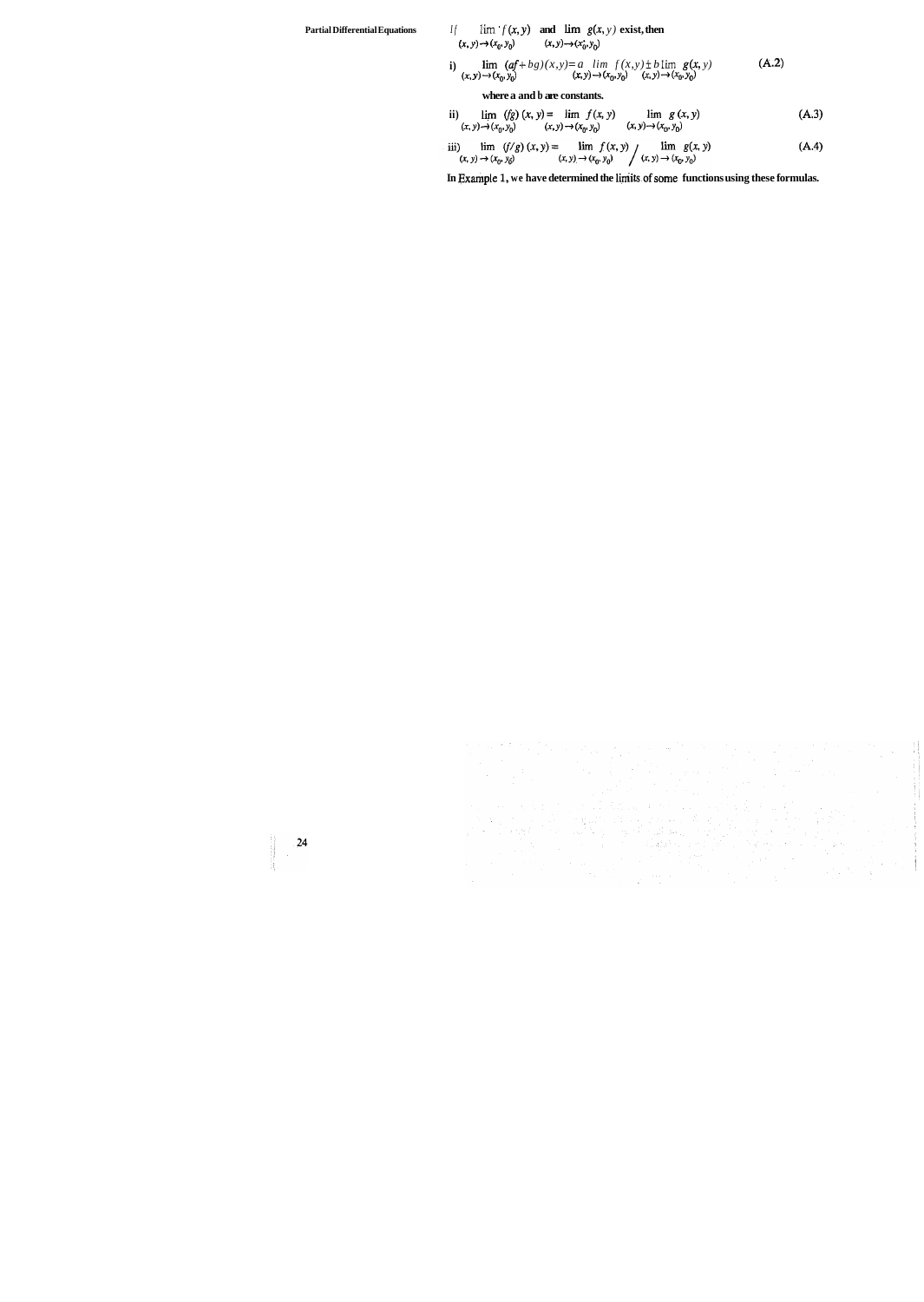If $\lim\limits_{(x,y)\to(x_0,y_0)} f(x,y)$ and $\lim\limits_{(x,y)\to(x_0,y_0)} g(x,y)$ exist, then

i) $$\lim_{(x,y)\to(x_0,y_0)} (af \pm bg)(x,y) = a \lim_{(x,y)\to(x_0,y_0)} f(x,y) \pm b \lim_{(x,y)\to(x_0,y_0)} g(x,y) \tag{A.2}$$

where a and b are constants.

ii) $$\lim_{(x,y)\to(x_0,y_0)} (fg)(x,y) = \lim_{(x,y)\to(x_0,y_0)} f(x,y) \lim_{(x,y)\to(x_0,y_0)} g(x,y) \tag{A.3}$$

iii) $$\lim_{(x,y)\to(x_0,y_0)} (f/g)(x,y) = \lim_{(x,y)\to(x_0,y_0)} f(x,y) \Big/ \lim_{(x,y)\to(x_0,y_0)} g(x,y) \tag{A.4}$$

In Example 1, we have determined the limits of some functions using these formulas.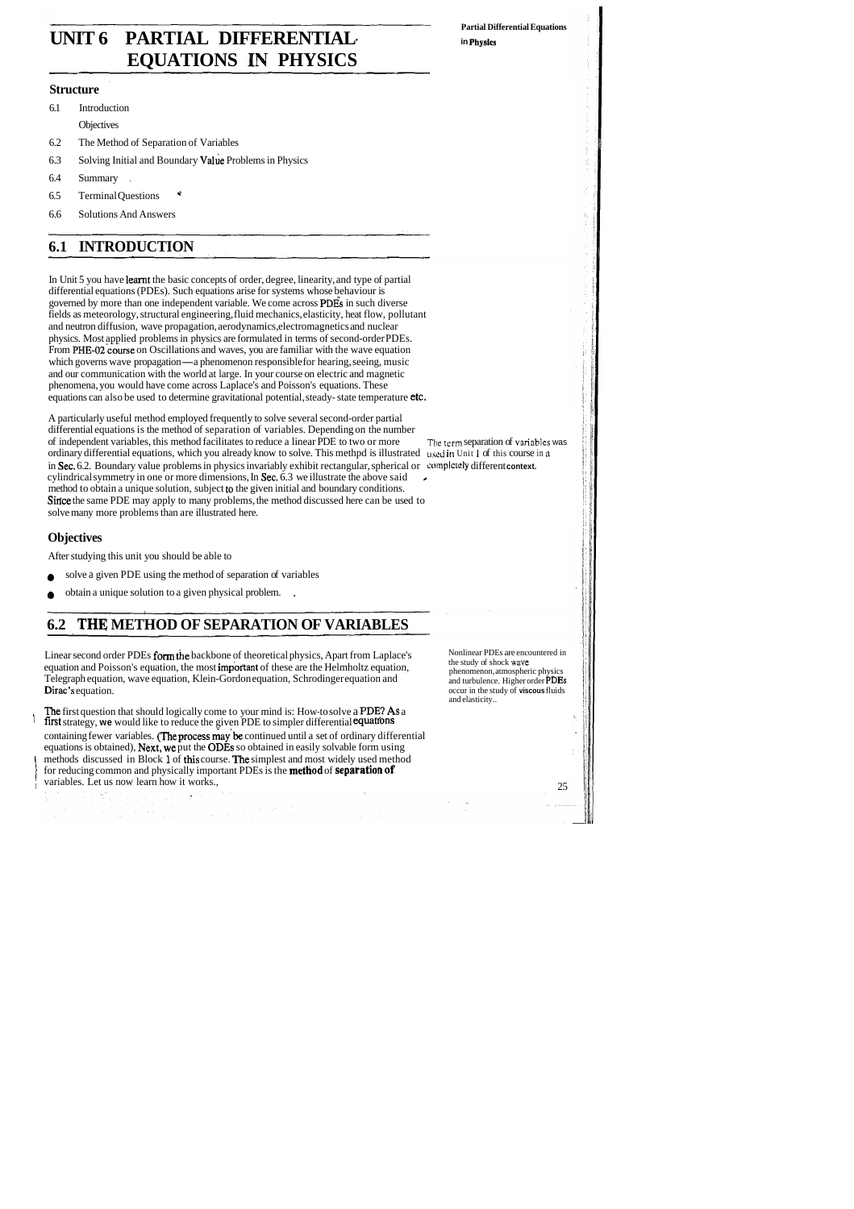# UNIT 6 PARTIAL DIFFERENTIAL EQUATIONS IN PHYSICS

### Structure

6.1 Introduction

Objectives

6.2 The Method of Separation of Variables

6.3 Solving Initial and Boundary Value Problems in Physics

6.4 Summary

6.5 Terminal Questions

6.6 Solutions And Answers

## 6.1 INTRODUCTION

In Unit 5 you have learnt the basic concepts of order, degree, linearity, and type of partial differential equations (PDEs). Such equations arise for systems whose behaviour is governed by more than one independent variable. We come across PDEs in such diverse fields as meteorology, structural engineering, fluid mechanics, elasticity, heat flow, pollutant and neutron diffusion, wave propagation, aerodynamics, electromagnetics and nuclear physics. Most applied problems in physics are formulated in terms of second-order PDEs. From PHE-02 course on Oscillations and waves, you are familiar with the wave equation which governs wave propagation — a phenomenon responsible for hearing, seeing, music and our communication with the world at large. In your course on electric and magnetic phenomena, you would have come across Laplace's and Poisson's equations. These equations can also be used to determine gravitational potential, steady- state temperature etc.

A particularly useful method employed frequently to solve several second-order partial differential equations is the method of separation of variables. Depending on the number of independent variables, this method facilitates to reduce a linear PDE to two or more ordinary differential equations, which you already know to solve. This methpd is illustrated in Sec. 6.2. Boundary value problems in physics invariably exhibit rectangular, spherical or cylindrical symmetry in one or more dimensions, In Sec. 6.3 we illustrate the above said method to obtain a unique solution, subject to the given initial and boundary conditions. Since the same PDE may apply to many problems, the method discussed here can be used to solve many more problems than are illustrated here.

The term separation of variables was used in Unit 1 of this course in a completely different context.

### Objectives

After studying this unit you should be able to

- solve a given PDE using the method of separation of variables
- obtain a unique solution to a given physical problem.

## 6.2 THE METHOD OF SEPARATION OF VARIABLES

Linear second order PDEs form the backbone of theoretical physics, Apart from Laplace's equation and Poisson's equation, the most important of these are the Helmholtz equation, Telegraph equation, wave equation, Klein-Gordon equation, Schrodinger equation and Dirac's equation.

Nonlinear PDEs are encountered in the study of shock wave phenomenon, atmospheric physics and turbulence. Higher order PDEs occur in the study of viscous fluids and elasticity..

The first question that should logically come to your mind is: How to solve a PDE? As a first strategy, we would like to reduce the given PDE to simpler differential equations containing fewer variables. (The process may be continued until a set of ordinary differential equations is obtained), Next, we put the ODEs so obtained in easily solvable form using methods discussed in Block 1 of this course. The simplest and most widely used method for reducing common and physically important PDEs is the method of separation of variables. Let us now learn how it works.,